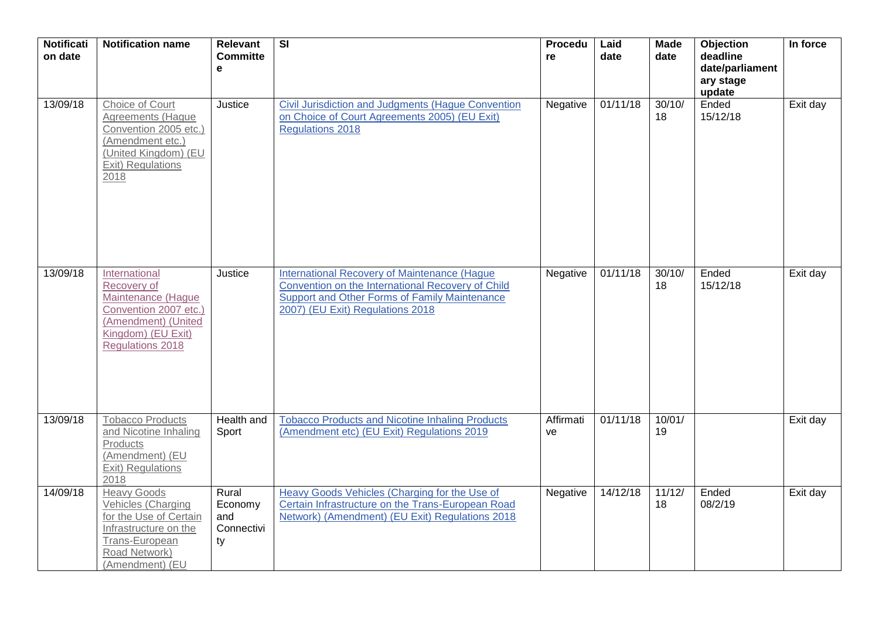| Notification date | Notification name | Relevant Committee | SI | Procedure | Laid date | Made date | Objection deadline date/parliamentary stage update | In force |
|---|---|---|---|---|---|---|---|---|
| 13/09/18 | Choice of Court Agreements (Hague Convention 2005 etc.) (Amendment etc.) (United Kingdom) (EU Exit) Regulations 2018 | Justice | Civil Jurisdiction and Judgments (Hague Convention on Choice of Court Agreements 2005) (EU Exit) Regulations 2018 | Negative | 01/11/18 | 30/10/18 | Ended 15/12/18 | Exit day |
| 13/09/18 | International Recovery of Maintenance (Hague Convention 2007 etc.) (Amendment) (United Kingdom) (EU Exit) Regulations 2018 | Justice | International Recovery of Maintenance (Hague Convention on the International Recovery of Child Support and Other Forms of Family Maintenance 2007) (EU Exit) Regulations 2018 | Negative | 01/11/18 | 30/10/18 | Ended 15/12/18 | Exit day |
| 13/09/18 | Tobacco Products and Nicotine Inhaling Products (Amendment) (EU Exit) Regulations 2018 | Health and Sport | Tobacco Products and Nicotine Inhaling Products (Amendment etc) (EU Exit) Regulations 2019 | Affirmative | 01/11/18 | 10/01/19 | | Exit day |
| 14/09/18 | Heavy Goods Vehicles (Charging for the Use of Certain Infrastructure on the Trans-European Road Network) (Amendment) (EU | Rural Economy and Connectivity | Heavy Goods Vehicles (Charging for the Use of Certain Infrastructure on the Trans-European Road Network) (Amendment) (EU Exit) Regulations 2018 | Negative | 14/12/18 | 11/12/18 | Ended 08/2/19 | Exit day |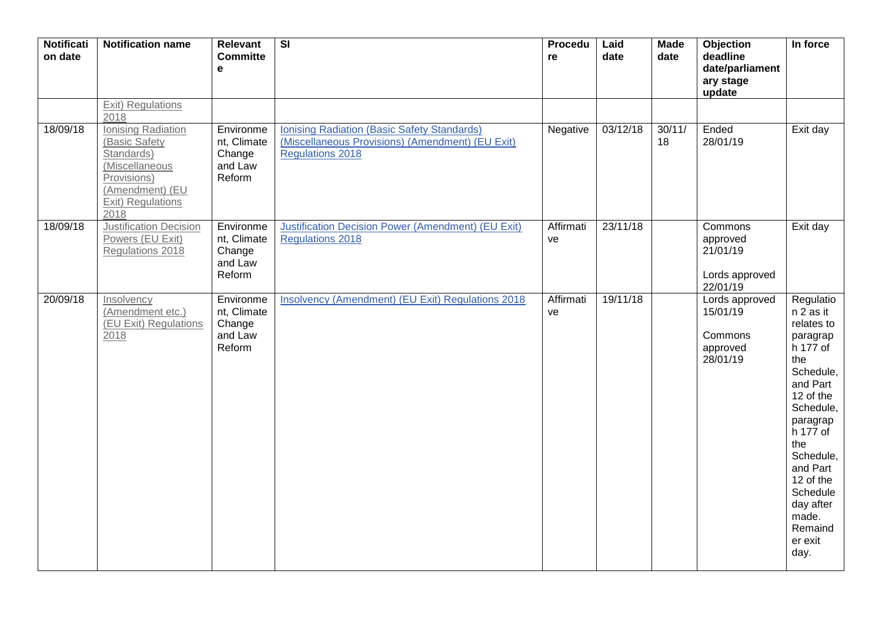| Notification date | Notification name | Relevant Committee | SI | Procedure | Laid date | Made date | Objection deadline date/parliamentary stage update | In force |
|---|---|---|---|---|---|---|---|---|
| | Exit) Regulations 2018 | | | | | | | |
| 18/09/18 | Ionising Radiation (Basic Safety Standards) (Miscellaneous Provisions) (Amendment) (EU Exit) Regulations 2018 | Environment, Climate Change and Law Reform | Ionising Radiation (Basic Safety Standards) (Miscellaneous Provisions) (Amendment) (EU Exit) Regulations 2018 | Negative | 03/12/18 | 30/11/18 | Ended 28/01/19 | Exit day |
| 18/09/18 | Justification Decision Powers (EU Exit) Regulations 2018 | Environment, Climate Change and Law Reform | Justification Decision Power (Amendment) (EU Exit) Regulations 2018 | Affirmative | 23/11/18 | | Commons approved 21/01/19<br><br>Lords approved 22/01/19 | Exit day |
| 20/09/18 | Insolvency (Amendment etc.) (EU Exit) Regulations 2018 | Environment, Climate Change and Law Reform | Insolvency (Amendment) (EU Exit) Regulations 2018 | Affirmative | 19/11/18 | | Lords approved 15/01/19<br><br>Commons approved 28/01/19 | Regulation 2 as it relates to paragraph 177 of the Schedule, and Part 12 of the Schedule, paragraph 177 of the Schedule, and Part 12 of the Schedule day after made. Remainder exit day. |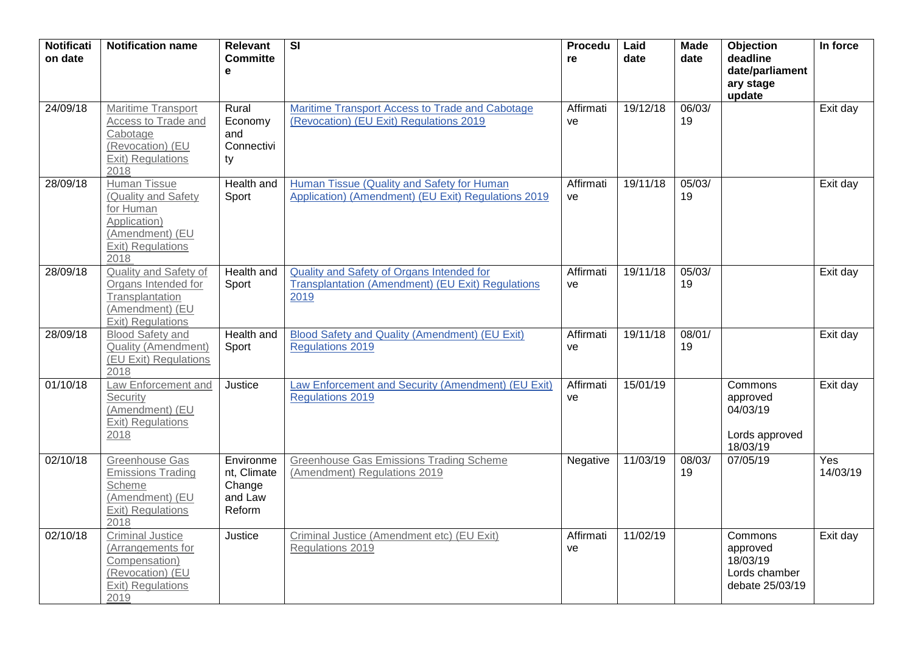| Notification date | Notification name | Relevant Committee | SI | Procedure | Laid date | Made date | Objection deadline date/parliamentary stage update | In force |
|---|---|---|---|---|---|---|---|---|
| 24/09/18 | Maritime Transport Access to Trade and Cabotage (Revocation) (EU Exit) Regulations 2018 | Rural Economy and Connectivity | Maritime Transport Access to Trade and Cabotage (Revocation) (EU Exit) Regulations 2019 | Affirmative | 19/12/18 | 06/03/19 | | Exit day |
| 28/09/18 | Human Tissue (Quality and Safety for Human Application) (Amendment) (EU Exit) Regulations 2018 | Health and Sport | Human Tissue (Quality and Safety for Human Application) (Amendment) (EU Exit) Regulations 2019 | Affirmative | 19/11/18 | 05/03/19 | | Exit day |
| 28/09/18 | Quality and Safety of Organs Intended for Transplantation (Amendment) (EU Exit) Regulations | Health and Sport | Quality and Safety of Organs Intended for Transplantation (Amendment) (EU Exit) Regulations 2019 | Affirmative | 19/11/18 | 05/03/19 | | Exit day |
| 28/09/18 | Blood Safety and Quality (Amendment) (EU Exit) Regulations 2018 | Health and Sport | Blood Safety and Quality (Amendment) (EU Exit) Regulations 2019 | Affirmative | 19/11/18 | 08/01/19 | | Exit day |
| 01/10/18 | Law Enforcement and Security (Amendment) (EU Exit) Regulations 2018 | Justice | Law Enforcement and Security (Amendment) (EU Exit) Regulations 2019 | Affirmative | 15/01/19 | | Commons approved 04/03/19<br><br>Lords approved 18/03/19 | Exit day |
| 02/10/18 | Greenhouse Gas Emissions Trading Scheme (Amendment) (EU Exit) Regulations 2018 | Environment, Climate Change and Law Reform | Greenhouse Gas Emissions Trading Scheme (Amendment) Regulations 2019 | Negative | 11/03/19 | 08/03/19 | 07/05/19 | Yes 14/03/19 |
| 02/10/18 | Criminal Justice (Arrangements for Compensation) (Revocation) (EU Exit) Regulations 2019 | Justice | Criminal Justice (Amendment etc) (EU Exit) Regulations 2019 | Affirmative | 11/02/19 | | Commons approved 18/03/19<br>Lords chamber debate 25/03/19 | Exit day |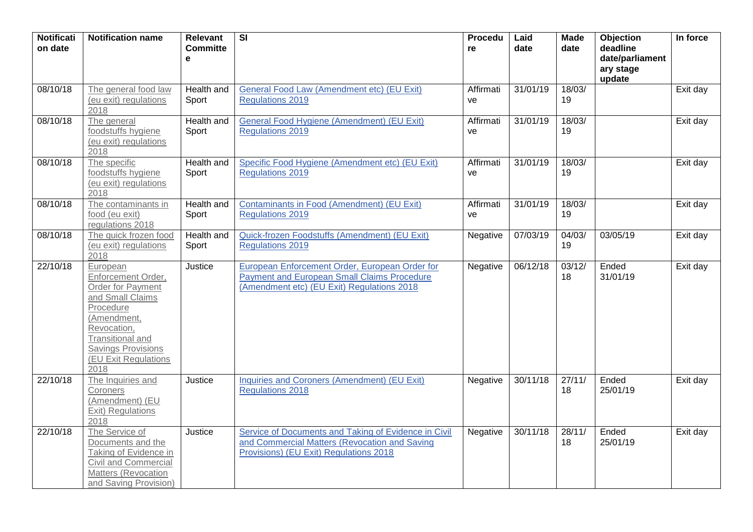| Notification date | Notification name | Relevant Committee | SI | Procedure | Laid date | Made date | Objection deadline date/parliamentary stage update | In force |
|---|---|---|---|---|---|---|---|---|
| 08/10/18 | The general food law (eu exit) regulations 2018 | Health and Sport | General Food Law (Amendment etc) (EU Exit) Regulations 2019 | Affirmative | 31/01/19 | 18/03/19 | | Exit day |
| 08/10/18 | The general foodstuffs hygiene (eu exit) regulations 2018 | Health and Sport | General Food Hygiene (Amendment) (EU Exit) Regulations 2019 | Affirmative | 31/01/19 | 18/03/19 | | Exit day |
| 08/10/18 | The specific foodstuffs hygiene (eu exit) regulations 2018 | Health and Sport | Specific Food Hygiene (Amendment etc) (EU Exit) Regulations 2019 | Affirmative | 31/01/19 | 18/03/19 | | Exit day |
| 08/10/18 | The contaminants in food (eu exit) regulations 2018 | Health and Sport | Contaminants in Food (Amendment) (EU Exit) Regulations 2019 | Affirmative | 31/01/19 | 18/03/19 | | Exit day |
| 08/10/18 | The quick frozen food (eu exit) regulations 2018 | Health and Sport | Quick-frozen Foodstuffs (Amendment) (EU Exit) Regulations 2019 | Negative | 07/03/19 | 04/03/19 | 03/05/19 | Exit day |
| 22/10/18 | European Enforcement Order, Order for Payment and Small Claims Procedure (Amendment, Revocation, Transitional and Savings Provisions (EU Exit Regulations 2018 | Justice | European Enforcement Order, European Order for Payment and European Small Claims Procedure (Amendment etc) (EU Exit) Regulations 2018 | Negative | 06/12/18 | 03/12/18 | Ended 31/01/19 | Exit day |
| 22/10/18 | The Inquiries and Coroners (Amendment) (EU Exit) Regulations 2018 | Justice | Inquiries and Coroners (Amendment) (EU Exit) Regulations 2018 | Negative | 30/11/18 | 27/11/18 | Ended 25/01/19 | Exit day |
| 22/10/18 | The Service of Documents and the Taking of Evidence in Civil and Commercial Matters (Revocation and Saving Provision) | Justice | Service of Documents and Taking of Evidence in Civil and Commercial Matters (Revocation and Saving Provisions) (EU Exit) Regulations 2018 | Negative | 30/11/18 | 28/11/18 | Ended 25/01/19 | Exit day |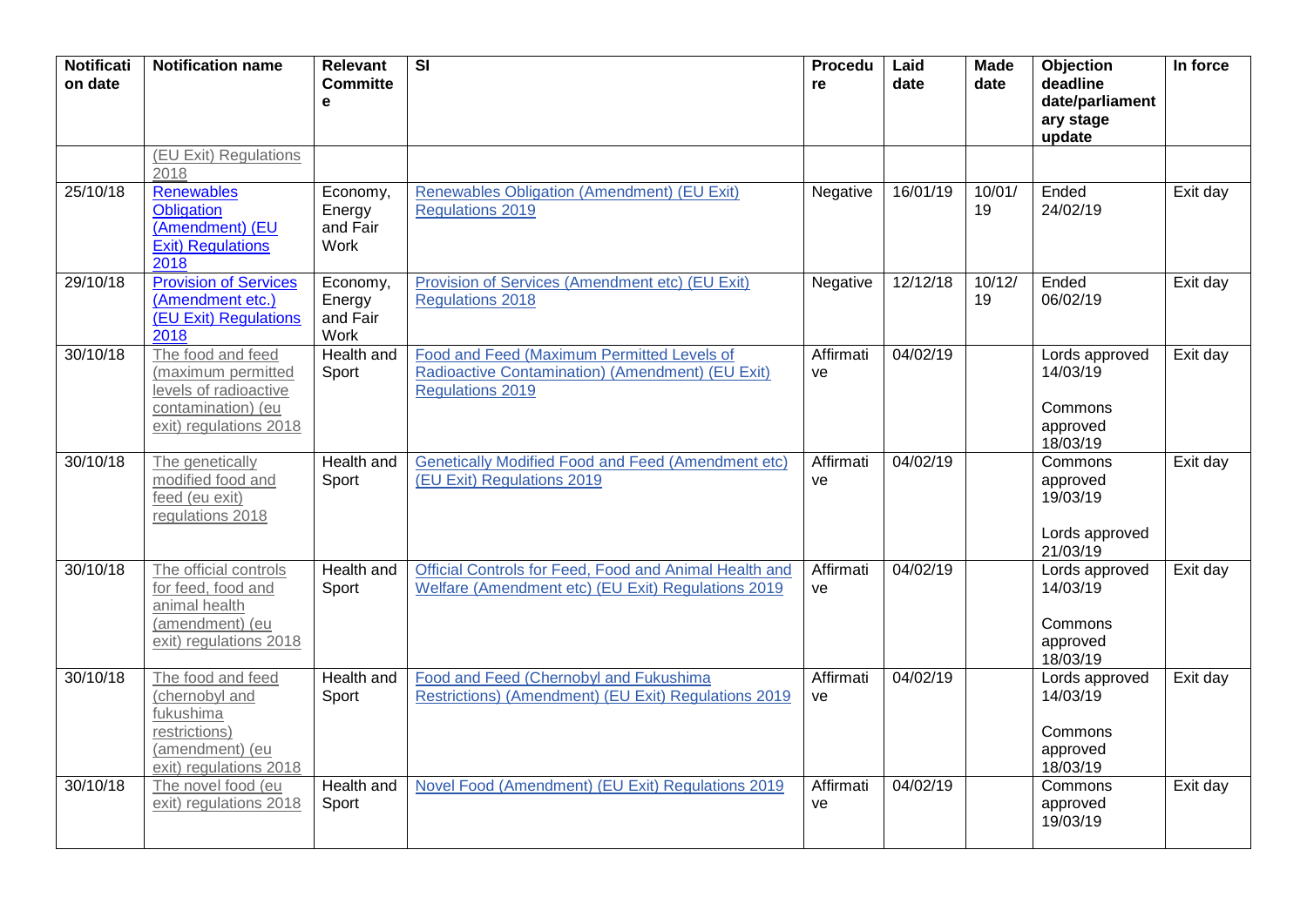| Notification date | Notification name | Relevant Committee | SI | Procedure | Laid date | Made date | Objection deadline date/parliamentary stage update | In force |
|---|---|---|---|---|---|---|---|---|
| | (EU Exit) Regulations 2018 | | | | | | | |
| 25/10/18 | Renewables Obligation (Amendment) (EU Exit) Regulations 2018 | Economy, Energy and Fair Work | Renewables Obligation (Amendment) (EU Exit) Regulations 2019 | Negative | 16/01/19 | 10/01/19 | Ended 24/02/19 | Exit day |
| 29/10/18 | Provision of Services (Amendment etc.) (EU Exit) Regulations 2018 | Economy, Energy and Fair Work | Provision of Services (Amendment etc) (EU Exit) Regulations 2018 | Negative | 12/12/18 | 10/12/19 | Ended 06/02/19 | Exit day |
| 30/10/18 | The food and feed (maximum permitted levels of radioactive contamination) (eu exit) regulations 2018 | Health and Sport | Food and Feed (Maximum Permitted Levels of Radioactive Contamination) (Amendment) (EU Exit) Regulations 2019 | Affirmative | 04/02/19 | | Lords approved 14/03/19<br><br>Commons approved 18/03/19 | Exit day |
| 30/10/18 | The genetically modified food and feed (eu exit) regulations 2018 | Health and Sport | Genetically Modified Food and Feed (Amendment etc) (EU Exit) Regulations 2019 | Affirmative | 04/02/19 | | Commons approved 19/03/19<br><br>Lords approved 21/03/19 | Exit day |
| 30/10/18 | The official controls for feed, food and animal health (amendment) (eu exit) regulations 2018 | Health and Sport | Official Controls for Feed, Food and Animal Health and Welfare (Amendment etc) (EU Exit) Regulations 2019 | Affirmative | 04/02/19 | | Lords approved 14/03/19<br><br>Commons approved 18/03/19 | Exit day |
| 30/10/18 | The food and feed (chernobyl and fukushima restrictions) (amendment) (eu exit) regulations 2018 | Health and Sport | Food and Feed (Chernobyl and Fukushima Restrictions) (Amendment) (EU Exit) Regulations 2019 | Affirmative | 04/02/19 | | Lords approved 14/03/19<br><br>Commons approved 18/03/19 | Exit day |
| 30/10/18 | The novel food (eu exit) regulations 2018 | Health and Sport | Novel Food (Amendment) (EU Exit) Regulations 2019 | Affirmative | 04/02/19 | | Commons approved 19/03/19 | Exit day |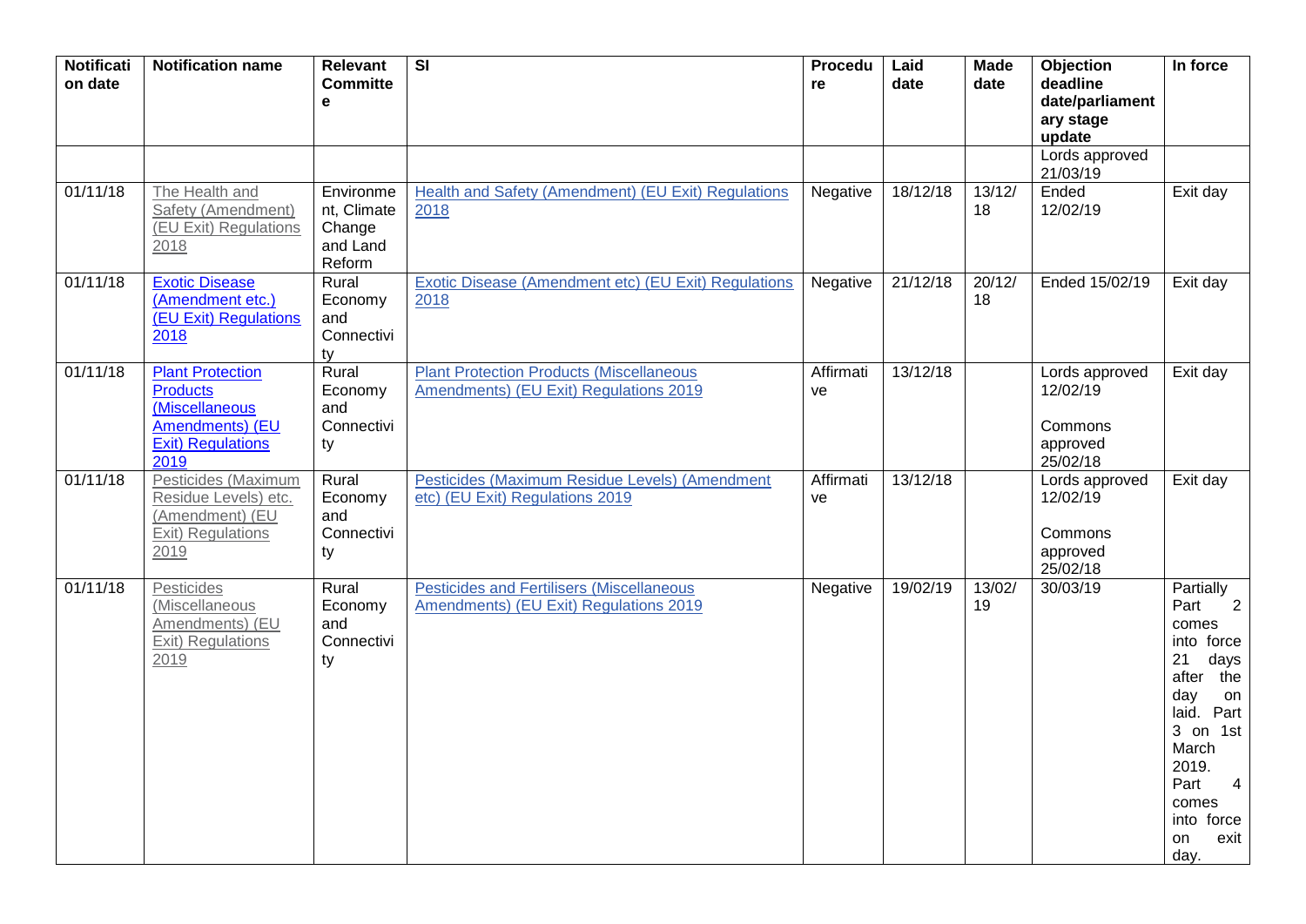| Notification date | Notification name | Relevant Committee | SI | Procedure | Laid date | Made date | Objection deadline date/parliamentary stage update | In force |
|---|---|---|---|---|---|---|---|---|
| | | | | | | | Lords approved 21/03/19 | |
| 01/11/18 | The Health and Safety (Amendment) (EU Exit) Regulations 2018 | Environment, Climate Change and Land Reform | Health and Safety (Amendment) (EU Exit) Regulations 2018 | Negative | 18/12/18 | 13/12/18 | Ended 12/02/19 | Exit day |
| 01/11/18 | Exotic Disease (Amendment etc.) (EU Exit) Regulations 2018 | Rural Economy and Connectivity | Exotic Disease (Amendment etc) (EU Exit) Regulations 2018 | Negative | 21/12/18 | 20/12/18 | Ended 15/02/19 | Exit day |
| 01/11/18 | Plant Protection Products (Miscellaneous Amendments) (EU Exit) Regulations 2019 | Rural Economy and Connectivity | Plant Protection Products (Miscellaneous Amendments) (EU Exit) Regulations 2019 | Affirmative | 13/12/18 | | Lords approved 12/02/19<br><br>Commons approved 25/02/18 | Exit day |
| 01/11/18 | Pesticides (Maximum Residue Levels) etc. (Amendment) (EU Exit) Regulations 2019 | Rural Economy and Connectivity | Pesticides (Maximum Residue Levels) (Amendment etc) (EU Exit) Regulations 2019 | Affirmative | 13/12/18 | | Lords approved 12/02/19<br><br>Commons approved 25/02/18 | Exit day |
| 01/11/18 | Pesticides (Miscellaneous Amendments) (EU Exit) Regulations 2019 | Rural Economy and Connectivity | Pesticides and Fertilisers (Miscellaneous Amendments) (EU Exit) Regulations 2019 | Negative | 19/02/19 | 13/02/19 | 30/03/19 | Partially Part 2 comes into force 21 days after the day on laid. Part 3 on 1st March 2019. Part 4 comes into force on exit day. |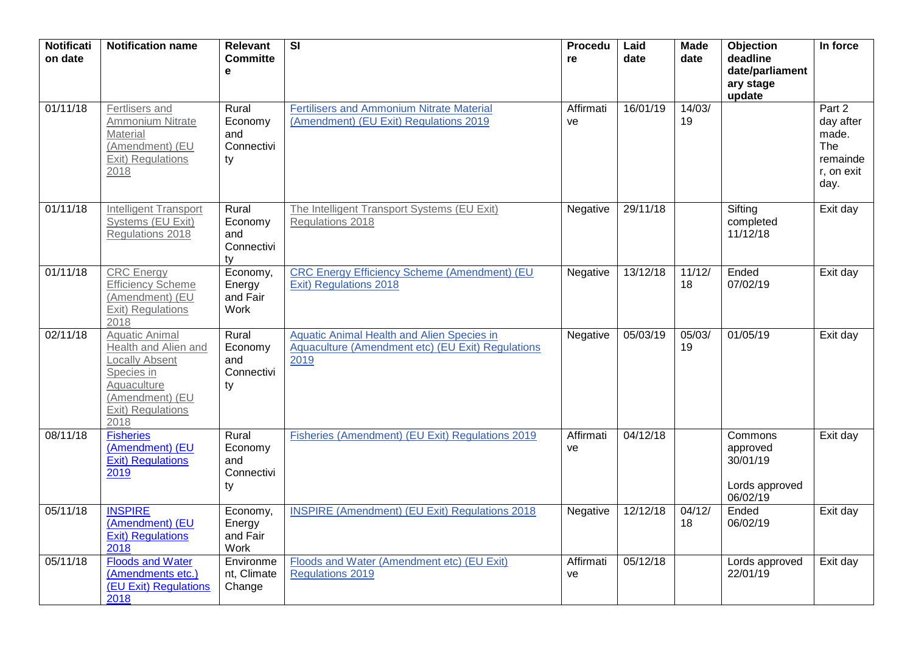| Notification date | Notification name | Relevant Committee | SI | Procedure | Laid date | Made date | Objection deadline date/parliamentary stage update | In force |
|---|---|---|---|---|---|---|---|---|
| 01/11/18 | Fertlisers and Ammonium Nitrate Material (Amendment) (EU Exit) Regulations 2018 | Rural Economy and Connectivity | Fertilisers and Ammonium Nitrate Material (Amendment) (EU Exit) Regulations 2019 | Affirmative | 16/01/19 | 14/03/19 | | Part 2 day after made. The remainder, on exit day. |
| 01/11/18 | Intelligent Transport Systems (EU Exit) Regulations 2018 | Rural Economy and Connectivity | The Intelligent Transport Systems (EU Exit) Regulations 2018 | Negative | 29/11/18 | | Sifting completed 11/12/18 | Exit day |
| 01/11/18 | CRC Energy Efficiency Scheme (Amendment) (EU Exit) Regulations 2018 | Economy, Energy and Fair Work | CRC Energy Efficiency Scheme (Amendment) (EU Exit) Regulations 2018 | Negative | 13/12/18 | 11/12/18 | Ended 07/02/19 | Exit day |
| 02/11/18 | Aquatic Animal Health and Alien and Locally Absent Species in Aquaculture (Amendment) (EU Exit) Regulations 2018 | Rural Economy and Connectivity | Aquatic Animal Health and Alien Species in Aquaculture (Amendment etc) (EU Exit) Regulations 2019 | Negative | 05/03/19 | 05/03/19 | 01/05/19 | Exit day |
| 08/11/18 | Fisheries (Amendment) (EU Exit) Regulations 2019 | Rural Economy and Connectivity | Fisheries (Amendment) (EU Exit) Regulations 2019 | Affirmative | 04/12/18 | | Commons approved 30/01/19<br><br>Lords approved 06/02/19 | Exit day |
| 05/11/18 | INSPIRE (Amendment) (EU Exit) Regulations 2018 | Economy, Energy and Fair Work | INSPIRE (Amendment) (EU Exit) Regulations 2018 | Negative | 12/12/18 | 04/12/18 | Ended 06/02/19 | Exit day |
| 05/11/18 | Floods and Water (Amendments etc.) (EU Exit) Regulations 2018 | Environment, Climate Change | Floods and Water (Amendment etc) (EU Exit) Regulations 2019 | Affirmative | 05/12/18 | | Lords approved 22/01/19 | Exit day |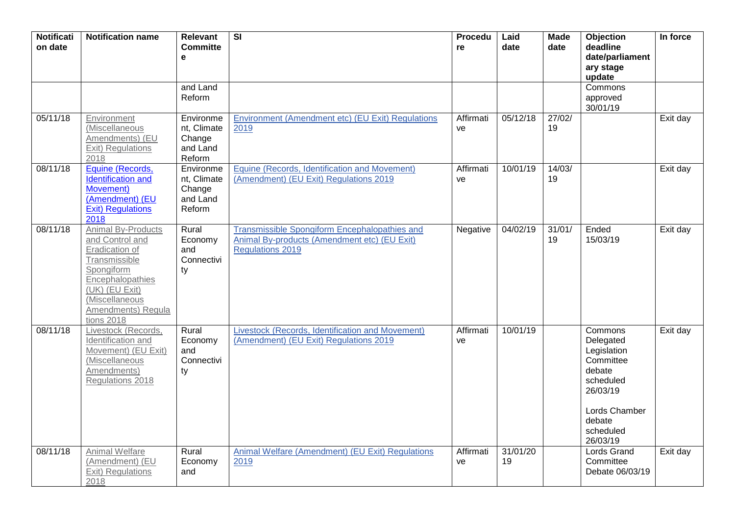| Notification date | Notification name | Relevant Committee | SI | Procedure | Laid date | Made date | Objection deadline date/parliamentary stage update | In force |
|---|---|---|---|---|---|---|---|---|
| | | and Land Reform | | | | | Commons approved 30/01/19 | |
| 05/11/18 | Environment (Miscellaneous Amendments) (EU Exit) Regulations 2018 | Environment, Climate Change and Land Reform | Environment (Amendment etc) (EU Exit) Regulations 2019 | Affirmative | 05/12/18 | 27/02/19 | | Exit day |
| 08/11/18 | Equine (Records, Identification and Movement) (Amendment) (EU Exit) Regulations 2018 | Environment, Climate Change and Land Reform | Equine (Records, Identification and Movement) (Amendment) (EU Exit) Regulations 2019 | Affirmative | 10/01/19 | 14/03/19 | | Exit day |
| 08/11/18 | Animal By-Products and Control and Eradication of Transmissible Spongiform Encephalopathies (UK) (EU Exit) (Miscellaneous Amendments) Regulations 2018 | Rural Economy and Connectivity | Transmissible Spongiform Encephalopathies and Animal By-products (Amendment etc) (EU Exit) Regulations 2019 | Negative | 04/02/19 | 31/01/19 | Ended 15/03/19 | Exit day |
| 08/11/18 | Livestock (Records, Identification and Movement) (EU Exit) (Miscellaneous Amendments) Regulations 2018 | Rural Economy and Connectivity | Livestock (Records, Identification and Movement) (Amendment) (EU Exit) Regulations 2019 | Affirmative | 10/01/19 | | Commons Delegated Legislation Committee debate scheduled 26/03/19<br><br>Lords Chamber debate scheduled 26/03/19 | Exit day |
| 08/11/18 | Animal Welfare (Amendment) (EU Exit) Regulations 2018 | Rural Economy and | Animal Welfare (Amendment) (EU Exit) Regulations 2019 | Affirmative | 31/01/2019 | | Lords Grand Committee Debate 06/03/19 | Exit day |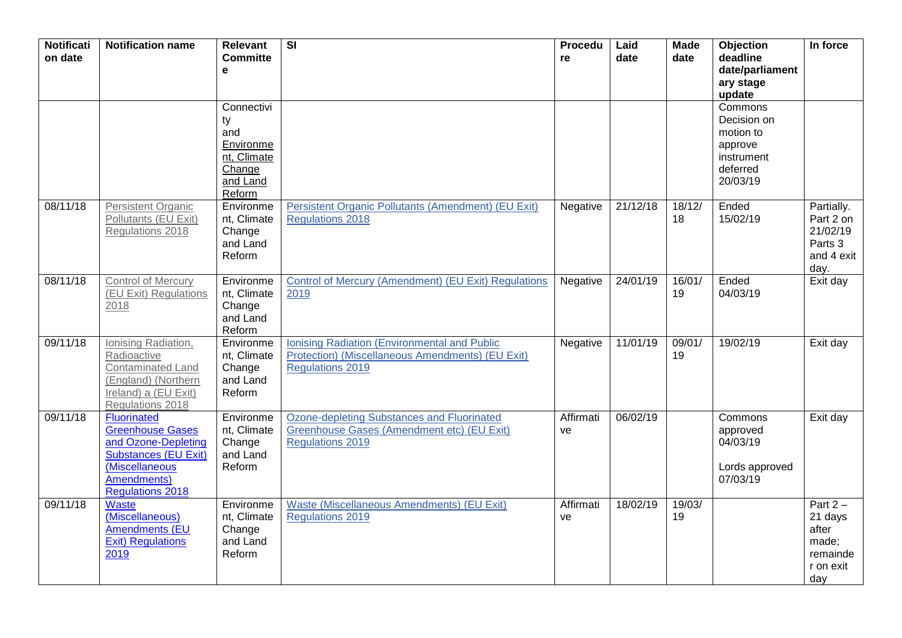| Notification date | Notification name | Relevant Committee | SI | Procedure | Laid date | Made date | Objection deadline date/parliamentary stage update | In force |
|---|---|---|---|---|---|---|---|---|
| | | Connectivity and Environment, Climate Change and Land Reform | | | | | Commons Decision on motion to approve instrument deferred 20/03/19 | |
| 08/11/18 | Persistent Organic Pollutants (EU Exit) Regulations 2018 | Environment, Climate Change and Land Reform | Persistent Organic Pollutants (Amendment) (EU Exit) Regulations 2018 | Negative | 21/12/18 | 18/12/18 | Ended 15/02/19 | Partially. Part 2 on 21/02/19 Parts 3 and 4 exit day. |
| 08/11/18 | Control of Mercury (EU Exit) Regulations 2018 | Environment, Climate Change and Land Reform | Control of Mercury (Amendment) (EU Exit) Regulations 2019 | Negative | 24/01/19 | 16/01/19 | Ended 04/03/19 | Exit day |
| 09/11/18 | Ionising Radiation, Radioactive Contaminated Land (England) (Northern Ireland) a (EU Exit) Regulations 2018 | Environment, Climate Change and Land Reform | Ionising Radiation (Environmental and Public Protection) (Miscellaneous Amendments) (EU Exit) Regulations 2019 | Negative | 11/01/19 | 09/01/19 | 19/02/19 | Exit day |
| 09/11/18 | Fluorinated Greenhouse Gases and Ozone-Depleting Substances (EU Exit) (Miscellaneous Amendments) Regulations 2018 | Environment, Climate Change and Land Reform | Ozone-depleting Substances and Fluorinated Greenhouse Gases (Amendment etc) (EU Exit) Regulations 2019 | Affirmative | 06/02/19 | | Commons approved 04/03/19<br><br>Lords approved 07/03/19 | Exit day |
| 09/11/18 | Waste (Miscellaneous) Amendments (EU Exit) Regulations 2019 | Environment, Climate Change and Land Reform | Waste (Miscellaneous Amendments) (EU Exit) Regulations 2019 | Affirmative | 18/02/19 | 19/03/19 | | Part 2 – 21 days after made; remainder on exit day |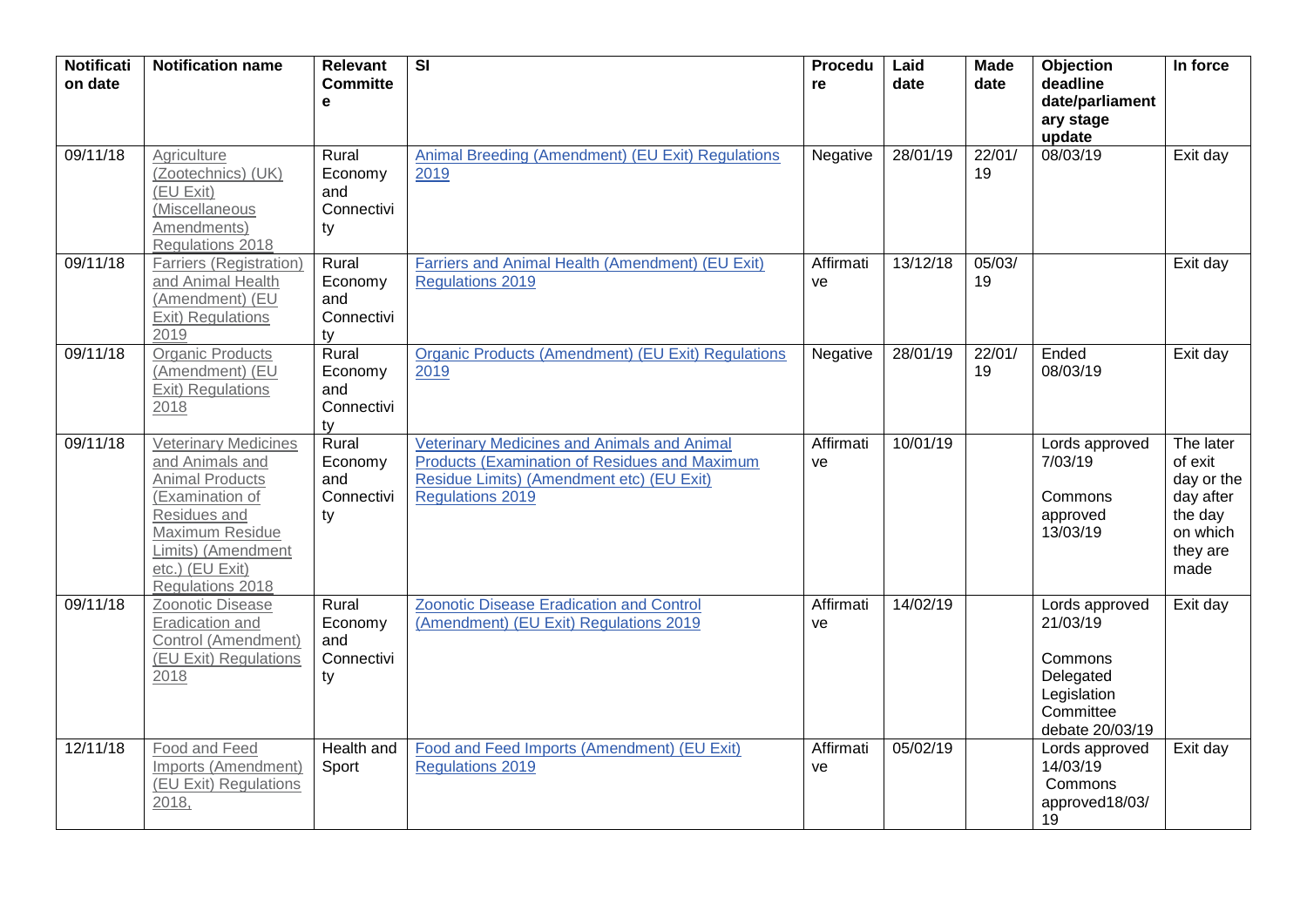| Notification date | Notification name | Relevant Committee | SI | Procedure | Laid date | Made date | Objection deadline date/parliamentary stage update | In force |
|---|---|---|---|---|---|---|---|---|
| 09/11/18 | Agriculture (Zootechnics) (UK) (EU Exit) (Miscellaneous Amendments) Regulations 2018 | Rural Economy and Connectivity | Animal Breeding (Amendment) (EU Exit) Regulations 2019 | Negative | 28/01/19 | 22/01/19 | 08/03/19 | Exit day |
| 09/11/18 | Farriers (Registration) and Animal Health (Amendment) (EU Exit) Regulations 2019 | Rural Economy and Connectivity | Farriers and Animal Health (Amendment) (EU Exit) Regulations 2019 | Affirmative | 13/12/18 | 05/03/19 | | Exit day |
| 09/11/18 | Organic Products (Amendment) (EU Exit) Regulations 2018 | Rural Economy and Connectivity | Organic Products (Amendment) (EU Exit) Regulations 2019 | Negative | 28/01/19 | 22/01/19 | Ended 08/03/19 | Exit day |
| 09/11/18 | Veterinary Medicines and Animals and Animal Products (Examination of Residues and Maximum Residue Limits) (Amendment etc.) (EU Exit) Regulations 2018 | Rural Economy and Connectivity | Veterinary Medicines and Animals and Animal Products (Examination of Residues and Maximum Residue Limits) (Amendment etc) (EU Exit) Regulations 2019 | Affirmative | 10/01/19 | | Lords approved 7/03/19<br><br>Commons approved 13/03/19 | The later of exit day or the day after the day on which they are made |
| 09/11/18 | Zoonotic Disease Eradication and Control (Amendment) (EU Exit) Regulations 2018 | Rural Economy and Connectivity | Zoonotic Disease Eradication and Control (Amendment) (EU Exit) Regulations 2019 | Affirmative | 14/02/19 | | Lords approved 21/03/19<br><br>Commons Delegated Legislation Committee debate 20/03/19 | Exit day |
| 12/11/18 | Food and Feed Imports (Amendment) (EU Exit) Regulations 2018, | Health and Sport | Food and Feed Imports (Amendment) (EU Exit) Regulations 2019 | Affirmative | 05/02/19 | | Lords approved 14/03/19<br>Commons approved18/03/19 | Exit day |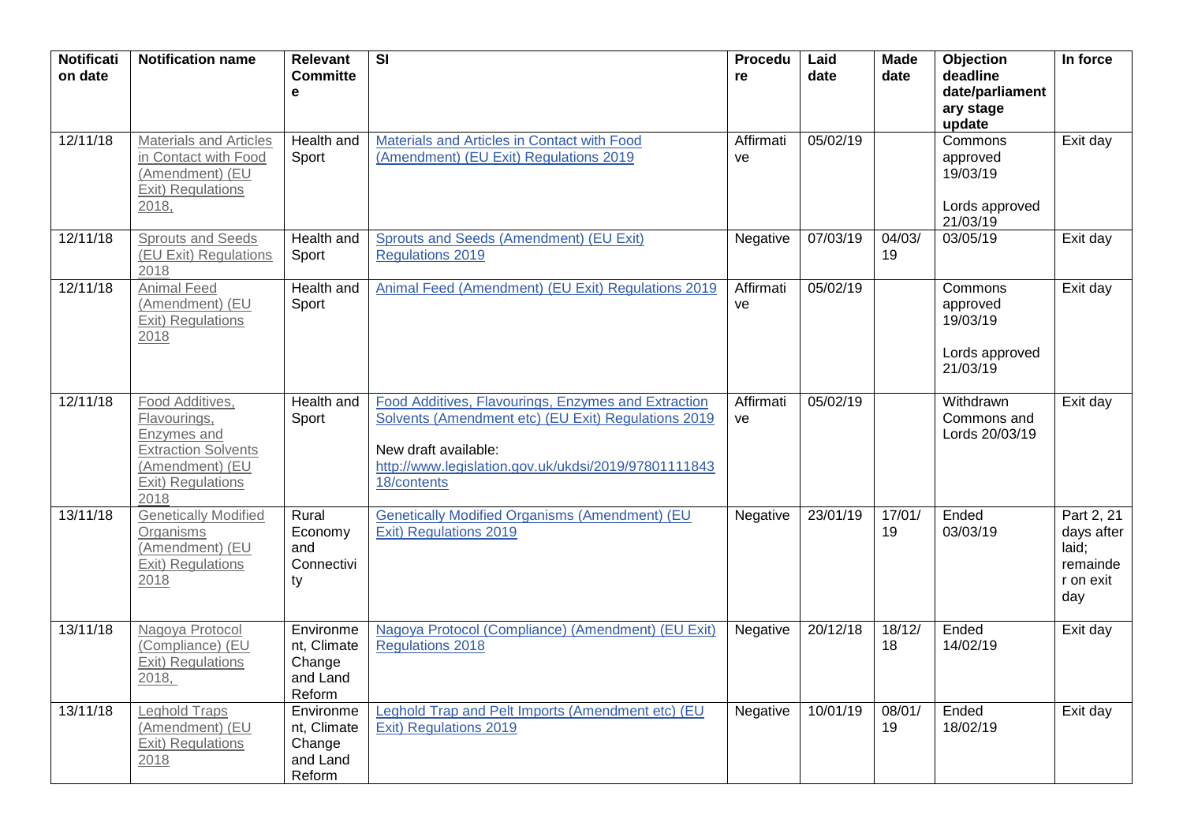| Notification date | Notification name | Relevant Committee | SI | Procedure | Laid date | Made date | Objection deadline date/parliamentary stage update | In force |
|---|---|---|---|---|---|---|---|---|
| 12/11/18 | Materials and Articles in Contact with Food (Amendment) (EU Exit) Regulations 2018, | Health and Sport | Materials and Articles in Contact with Food (Amendment) (EU Exit) Regulations 2019 | Affirmative | 05/02/19 | | Commons approved 19/03/19<br><br>Lords approved 21/03/19 | Exit day |
| 12/11/18 | Sprouts and Seeds (EU Exit) Regulations 2018 | Health and Sport | Sprouts and Seeds (Amendment) (EU Exit) Regulations 2019 | Negative | 07/03/19 | 04/03/19 | 03/05/19 | Exit day |
| 12/11/18 | Animal Feed (Amendment) (EU Exit) Regulations 2018 | Health and Sport | Animal Feed (Amendment) (EU Exit) Regulations 2019 | Affirmative | 05/02/19 | | Commons approved 19/03/19<br><br>Lords approved 21/03/19 | Exit day |
| 12/11/18 | Food Additives, Flavourings, Enzymes and Extraction Solvents (Amendment) (EU Exit) Regulations 2018 | Health and Sport | Food Additives, Flavourings, Enzymes and Extraction Solvents (Amendment etc) (EU Exit) Regulations 2019<br><br>New draft available:<br>http://www.legislation.gov.uk/ukdsi/2019/9780111184318/contents | Affirmative | 05/02/19 | | Withdrawn Commons and Lords 20/03/19 | Exit day |
| 13/11/18 | Genetically Modified Organisms (Amendment) (EU Exit) Regulations 2018 | Rural Economy and Connectivity | Genetically Modified Organisms (Amendment) (EU Exit) Regulations 2019 | Negative | 23/01/19 | 17/01/19 | Ended 03/03/19 | Part 2, 21 days after laid; remainder on exit day |
| 13/11/18 | Nagoya Protocol (Compliance) (EU Exit) Regulations 2018, | Environment, Climate Change and Land Reform | Nagoya Protocol (Compliance) (Amendment) (EU Exit) Regulations 2018 | Negative | 20/12/18 | 18/12/18 | Ended 14/02/19 | Exit day |
| 13/11/18 | Leghold Traps (Amendment) (EU Exit) Regulations 2018 | Environment, Climate Change and Land Reform | Leghold Trap and Pelt Imports (Amendment etc) (EU Exit) Regulations 2019 | Negative | 10/01/19 | 08/01/19 | Ended 18/02/19 | Exit day |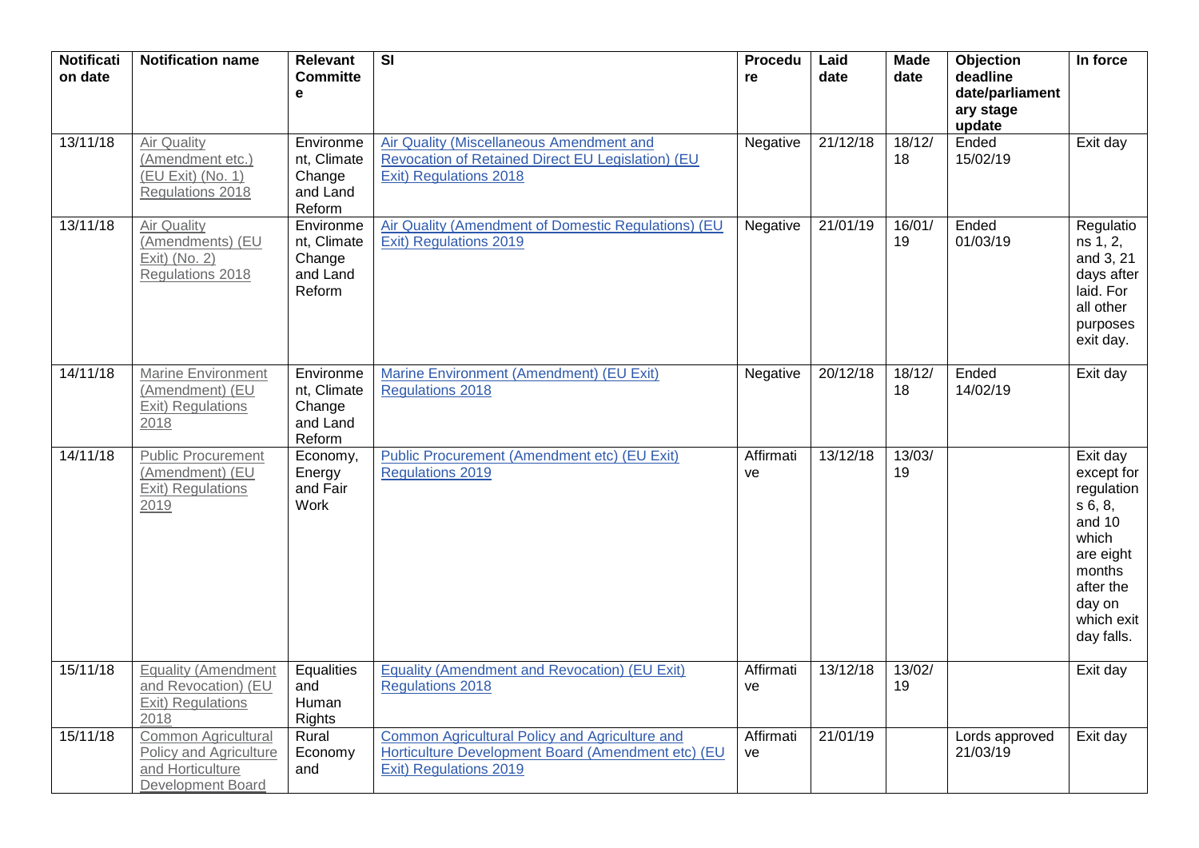| Notification date | Notification name | Relevant Committee | SI | Procedure | Laid date | Made date | Objection deadline date/parliamentary stage update | In force |
|---|---|---|---|---|---|---|---|---|
| 13/11/18 | Air Quality (Amendment etc.) (EU Exit) (No. 1) Regulations 2018 | Environment, Climate Change and Land Reform | Air Quality (Miscellaneous Amendment and Revocation of Retained Direct EU Legislation) (EU Exit) Regulations 2018 | Negative | 21/12/18 | 18/12/18 | Ended 15/02/19 | Exit day |
| 13/11/18 | Air Quality (Amendments) (EU Exit) (No. 2) Regulations 2018 | Environment, Climate Change and Land Reform | Air Quality (Amendment of Domestic Regulations) (EU Exit) Regulations 2019 | Negative | 21/01/19 | 16/01/19 | Ended 01/03/19 | Regulations 1, 2, and 3, 21 days after laid. For all other purposes exit day. |
| 14/11/18 | Marine Environment (Amendment) (EU Exit) Regulations 2018 | Environment, Climate Change and Land Reform | Marine Environment (Amendment) (EU Exit) Regulations 2018 | Negative | 20/12/18 | 18/12/18 | Ended 14/02/19 | Exit day |
| 14/11/18 | Public Procurement (Amendment) (EU Exit) Regulations 2019 | Economy, Energy and Fair Work | Public Procurement (Amendment etc) (EU Exit) Regulations 2019 | Affirmative | 13/12/18 | 13/03/19 | | Exit day except for regulations 6, 8, and 10 which are eight months after the day on which exit day falls. |
| 15/11/18 | Equality (Amendment and Revocation) (EU Exit) Regulations 2018 | Equalities and Human Rights | Equality (Amendment and Revocation) (EU Exit) Regulations 2018 | Affirmative | 13/12/18 | 13/02/19 | | Exit day |
| 15/11/18 | Common Agricultural Policy and Agriculture and Horticulture Development Board | Rural Economy and | Common Agricultural Policy and Agriculture and Horticulture Development Board (Amendment etc) (EU Exit) Regulations 2019 | Affirmative | 21/01/19 | | Lords approved 21/03/19 | Exit day |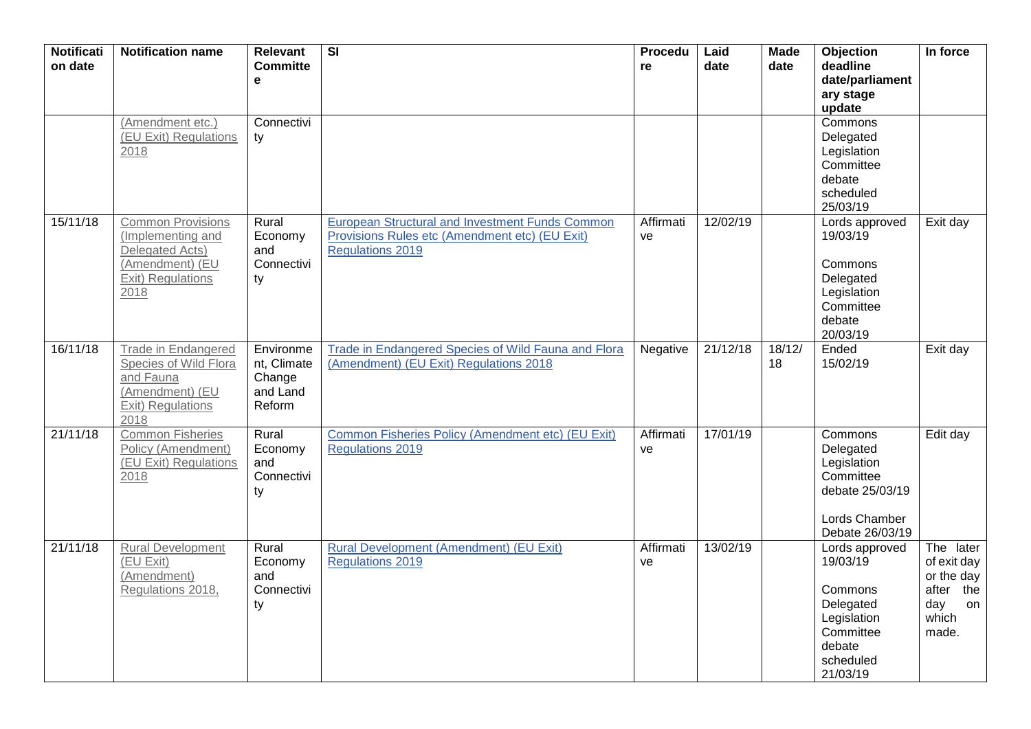| Notification date | Notification name | Relevant Committee | SI | Procedure | Laid date | Made date | Objection deadline date/parliament ary stage update | In force |
|---|---|---|---|---|---|---|---|---|
| | (Amendment etc.) (EU Exit) Regulations 2018 | Connectivity | | | | | Commons Delegated Legislation Committee debate scheduled 25/03/19 | |
| 15/11/18 | Common Provisions (Implementing and Delegated Acts) (Amendment) (EU Exit) Regulations 2018 | Rural Economy and Connectivity | European Structural and Investment Funds Common Provisions Rules etc (Amendment etc) (EU Exit) Regulations 2019 | Affirmative | 12/02/19 | | Lords approved 19/03/19<br><br>Commons Delegated Legislation Committee debate 20/03/19 | Exit day |
| 16/11/18 | Trade in Endangered Species of Wild Flora and Fauna (Amendment) (EU Exit) Regulations 2018 | Environment, Climate Change and Land Reform | Trade in Endangered Species of Wild Fauna and Flora (Amendment) (EU Exit) Regulations 2018 | Negative | 21/12/18 | 18/12/18 | Ended 15/02/19 | Exit day |
| 21/11/18 | Common Fisheries Policy (Amendment) (EU Exit) Regulations 2018 | Rural Economy and Connectivity | Common Fisheries Policy (Amendment etc) (EU Exit) Regulations 2019 | Affirmative | 17/01/19 | | Commons Delegated Legislation Committee debate 25/03/19<br><br>Lords Chamber Debate 26/03/19 | Edit day |
| 21/11/18 | Rural Development (EU Exit) (Amendment) Regulations 2018, | Rural Economy and Connectivity | Rural Development (Amendment) (EU Exit) Regulations 2019 | Affirmative | 13/02/19 | | Lords approved 19/03/19<br><br>Commons Delegated Legislation Committee debate scheduled 21/03/19 | The later of exit day or the day after the day on which made. |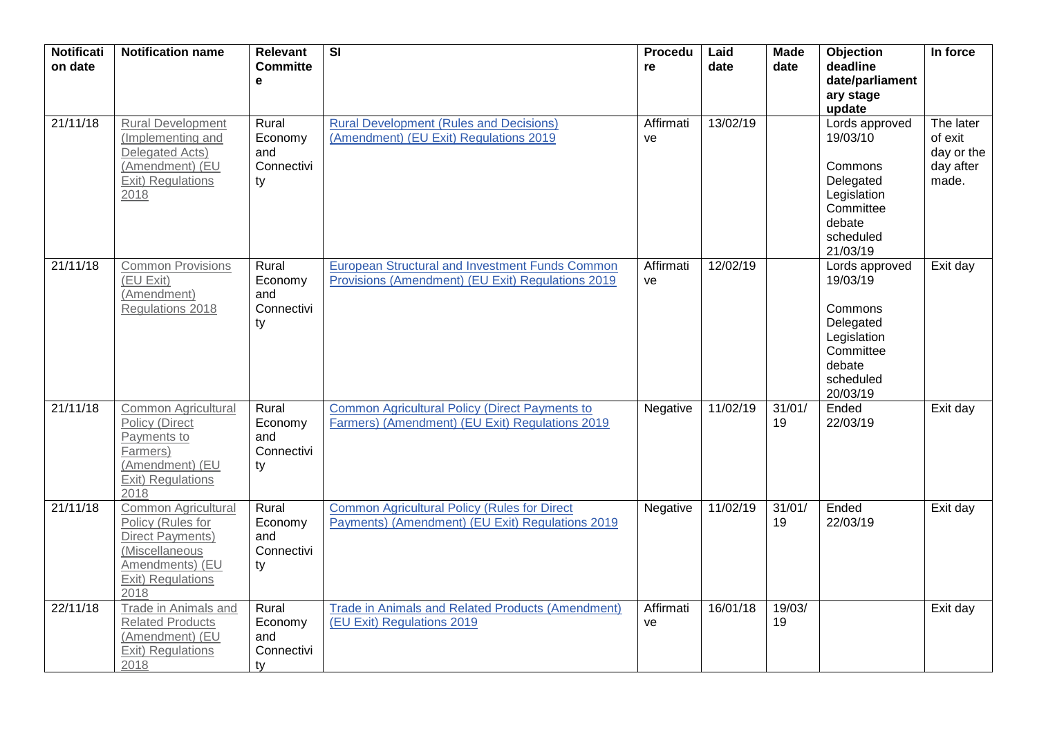| Notification date | Notification name | Relevant Committee | SI | Procedure | Laid date | Made date | Objection deadline date/parliamentary stage update | In force |
|---|---|---|---|---|---|---|---|---|
| 21/11/18 | Rural Development (Implementing and Delegated Acts) (Amendment) (EU Exit) Regulations 2018 | Rural Economy and Connectivity | Rural Development (Rules and Decisions) (Amendment) (EU Exit) Regulations 2019 | Affirmative | 13/02/19 | | Lords approved 19/03/10<br><br>Commons Delegated Legislation Committee debate scheduled 21/03/19 | The later of exit day or the day after made. |
| 21/11/18 | Common Provisions (EU Exit) (Amendment) Regulations 2018 | Rural Economy and Connectivity | European Structural and Investment Funds Common Provisions (Amendment) (EU Exit) Regulations 2019 | Affirmative | 12/02/19 | | Lords approved 19/03/19<br><br>Commons Delegated Legislation Committee debate scheduled 20/03/19 | Exit day |
| 21/11/18 | Common Agricultural Policy (Direct Payments to Farmers) (Amendment) (EU Exit) Regulations 2018 | Rural Economy and Connectivity | Common Agricultural Policy (Direct Payments to Farmers) (Amendment) (EU Exit) Regulations 2019 | Negative | 11/02/19 | 31/01/19 | Ended 22/03/19 | Exit day |
| 21/11/18 | Common Agricultural Policy (Rules for Direct Payments) (Miscellaneous Amendments) (EU Exit) Regulations 2018 | Rural Economy and Connectivity | Common Agricultural Policy (Rules for Direct Payments) (Amendment) (EU Exit) Regulations 2019 | Negative | 11/02/19 | 31/01/19 | Ended 22/03/19 | Exit day |
| 22/11/18 | Trade in Animals and Related Products (Amendment) (EU Exit) Regulations 2018 | Rural Economy and Connectivity | Trade in Animals and Related Products (Amendment) (EU Exit) Regulations 2019 | Affirmative | 16/01/18 | 19/03/19 | | Exit day |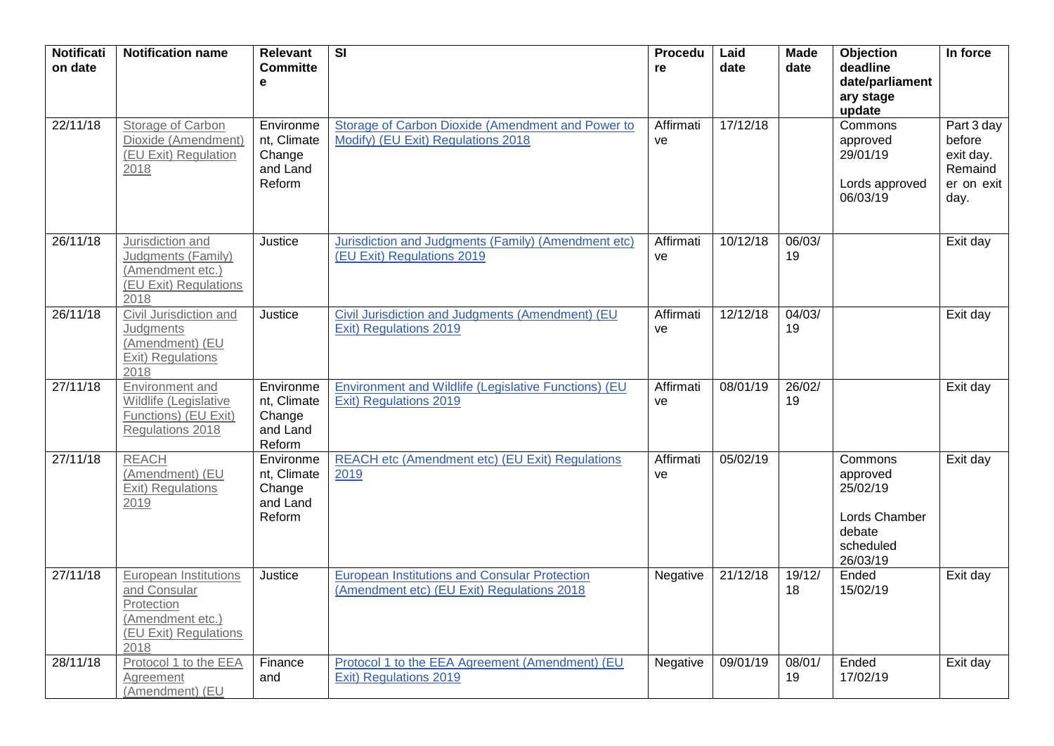| Notification date | Notification name | Relevant Committee | SI | Procedure | Laid date | Made date | Objection deadline date/parliamentary stage update | In force |
|---|---|---|---|---|---|---|---|---|
| 22/11/18 | Storage of Carbon Dioxide (Amendment) (EU Exit) Regulation 2018 | Environment, Climate Change and Land Reform | Storage of Carbon Dioxide (Amendment and Power to Modify) (EU Exit) Regulations 2018 | Affirmative | 17/12/18 | | Commons approved 29/01/19<br><br>Lords approved 06/03/19 | Part 3 day before exit day. Remainder on exit day. |
| 26/11/18 | Jurisdiction and Judgments (Family) (Amendment etc.) (EU Exit) Regulations 2018 | Justice | Jurisdiction and Judgments (Family) (Amendment etc) (EU Exit) Regulations 2019 | Affirmative | 10/12/18 | 06/03/19 | | Exit day |
| 26/11/18 | Civil Jurisdiction and Judgments (Amendment) (EU Exit) Regulations 2018 | Justice | Civil Jurisdiction and Judgments (Amendment) (EU Exit) Regulations 2019 | Affirmative | 12/12/18 | 04/03/19 | | Exit day |
| 27/11/18 | Environment and Wildlife (Legislative Functions) (EU Exit) Regulations 2018 | Environment, Climate Change and Land Reform | Environment and Wildlife (Legislative Functions) (EU Exit) Regulations 2019 | Affirmative | 08/01/19 | 26/02/19 | | Exit day |
| 27/11/18 | REACH (Amendment) (EU Exit) Regulations 2019 | Environment, Climate Change and Land Reform | REACH etc (Amendment etc) (EU Exit) Regulations 2019 | Affirmative | 05/02/19 | | Commons approved 25/02/19<br><br>Lords Chamber debate scheduled 26/03/19 | Exit day |
| 27/11/18 | European Institutions and Consular Protection (Amendment etc.) (EU Exit) Regulations 2018 | Justice | European Institutions and Consular Protection (Amendment etc) (EU Exit) Regulations 2018 | Negative | 21/12/18 | 19/12/18 | Ended 15/02/19 | Exit day |
| 28/11/18 | Protocol 1 to the EEA Agreement (Amendment) (EU | Finance and | Protocol 1 to the EEA Agreement (Amendment) (EU Exit) Regulations 2019 | Negative | 09/01/19 | 08/01/19 | Ended 17/02/19 | Exit day |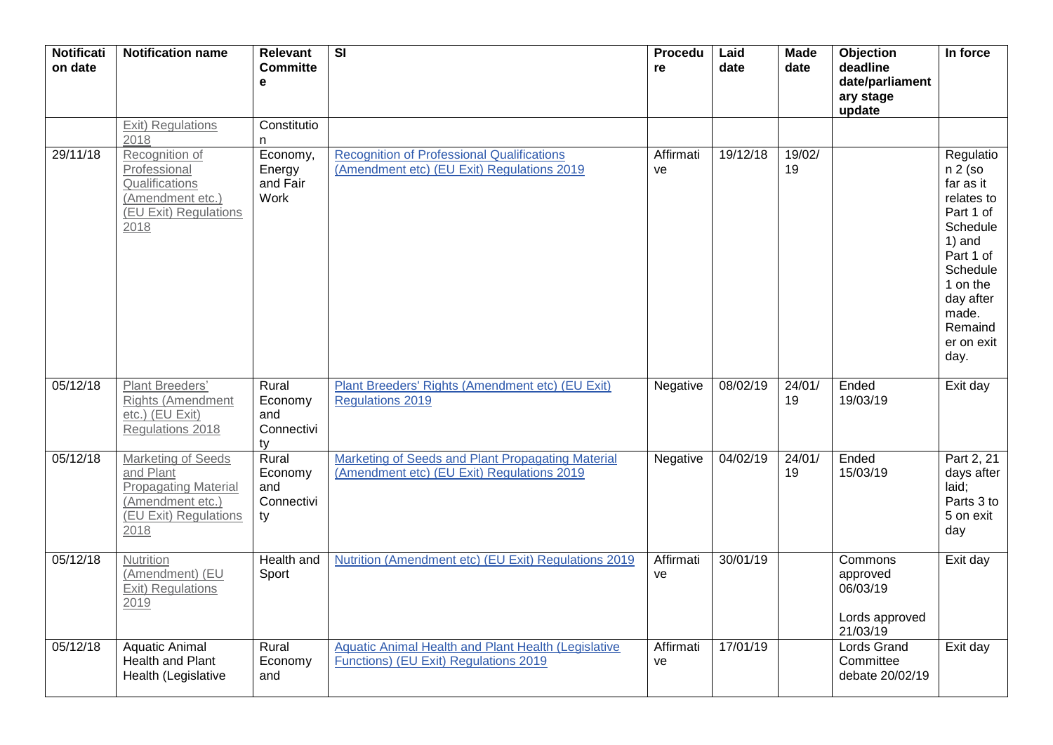| Notification date | Notification name | Relevant Committee | SI | Procedure | Laid date | Made date | Objection deadline date/parliamentary stage update | In force |
|---|---|---|---|---|---|---|---|---|
| | Exit) Regulations 2018 | Constitution | | | | | | |
| 29/11/18 | Recognition of Professional Qualifications (Amendment etc.) (EU Exit) Regulations 2018 | Economy, Energy and Fair Work | Recognition of Professional Qualifications (Amendment etc) (EU Exit) Regulations 2019 | Affirmative | 19/12/18 | 19/02/19 | | Regulation 2 (so far as it relates to Part 1 of Schedule 1) and Part 1 of Schedule 1 on the day after made. Remainder on exit day. |
| 05/12/18 | Plant Breeders' Rights (Amendment etc.) (EU Exit) Regulations 2018 | Rural Economy and Connectivity | Plant Breeders' Rights (Amendment etc) (EU Exit) Regulations 2019 | Negative | 08/02/19 | 24/01/19 | Ended 19/03/19 | Exit day |
| 05/12/18 | Marketing of Seeds and Plant Propagating Material (Amendment etc.) (EU Exit) Regulations 2018 | Rural Economy and Connectivity | Marketing of Seeds and Plant Propagating Material (Amendment etc) (EU Exit) Regulations 2019 | Negative | 04/02/19 | 24/01/19 | Ended 15/03/19 | Part 2, 21 days after laid; Parts 3 to 5 on exit day |
| 05/12/18 | Nutrition (Amendment) (EU Exit) Regulations 2019 | Health and Sport | Nutrition (Amendment etc) (EU Exit) Regulations 2019 | Affirmative | 30/01/19 | | Commons approved 06/03/19<br><br>Lords approved 21/03/19 | Exit day |
| 05/12/18 | Aquatic Animal Health and Plant Health (Legislative | Rural Economy and | Aquatic Animal Health and Plant Health (Legislative Functions) (EU Exit) Regulations 2019 | Affirmative | 17/01/19 | | Lords Grand Committee debate 20/02/19 | Exit day |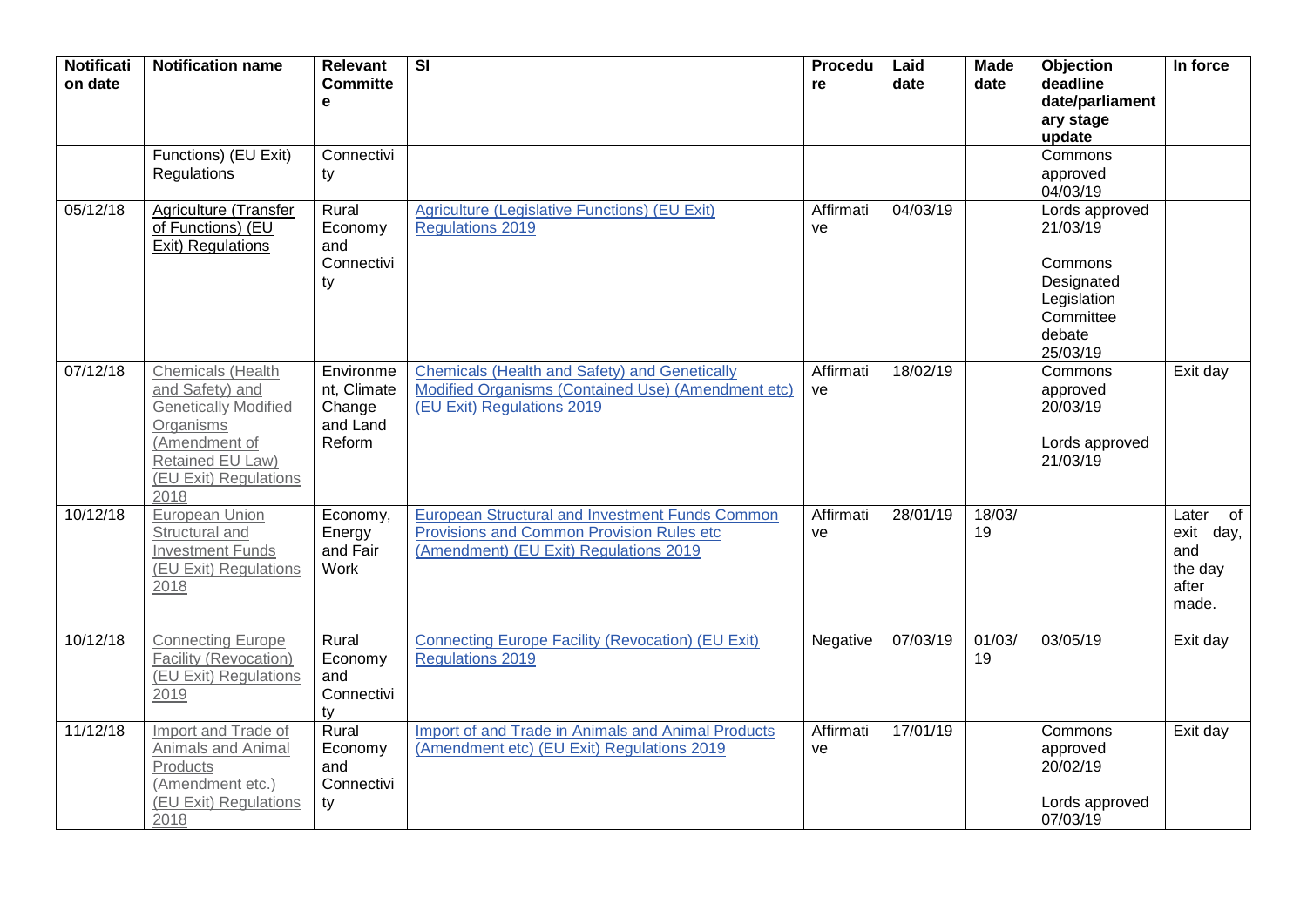| Notification date | Notification name | Relevant Committee | SI | Procedure | Laid date | Made date | Objection deadline date/parliamentary stage update | In force |
|---|---|---|---|---|---|---|---|---|
| | Functions) (EU Exit) Regulations | Connectivity | | | | | Commons approved 04/03/19 | |
| 05/12/18 | Agriculture (Transfer of Functions) (EU Exit) Regulations | Rural Economy and Connectivity | Agriculture (Legislative Functions) (EU Exit) Regulations 2019 | Affirmative | 04/03/19 | | Lords approved 21/03/19<br><br>Commons Designated Legislation Committee debate 25/03/19 | |
| 07/12/18 | Chemicals (Health and Safety) and Genetically Modified Organisms (Amendment of Retained EU Law) (EU Exit) Regulations 2018 | Environment, Climate Change and Land Reform | Chemicals (Health and Safety) and Genetically Modified Organisms (Contained Use) (Amendment etc) (EU Exit) Regulations 2019 | Affirmative | 18/02/19 | | Commons approved 20/03/19<br><br>Lords approved 21/03/19 | Exit day |
| 10/12/18 | European Union Structural and Investment Funds (EU Exit) Regulations 2018 | Economy, Energy and Fair Work | European Structural and Investment Funds Common Provisions and Common Provision Rules etc (Amendment) (EU Exit) Regulations 2019 | Affirmative | 28/01/19 | 18/03/19 | | Later of exit day, and the day after made. |
| 10/12/18 | Connecting Europe Facility (Revocation) (EU Exit) Regulations 2019 | Rural Economy and Connectivity | Connecting Europe Facility (Revocation) (EU Exit) Regulations 2019 | Negative | 07/03/19 | 01/03/19 | 03/05/19 | Exit day |
| 11/12/18 | Import and Trade of Animals and Animal Products (Amendment etc.) (EU Exit) Regulations 2018 | Rural Economy and Connectivity | Import of and Trade in Animals and Animal Products (Amendment etc) (EU Exit) Regulations 2019 | Affirmative | 17/01/19 | | Commons approved 20/02/19<br><br>Lords approved 07/03/19 | Exit day |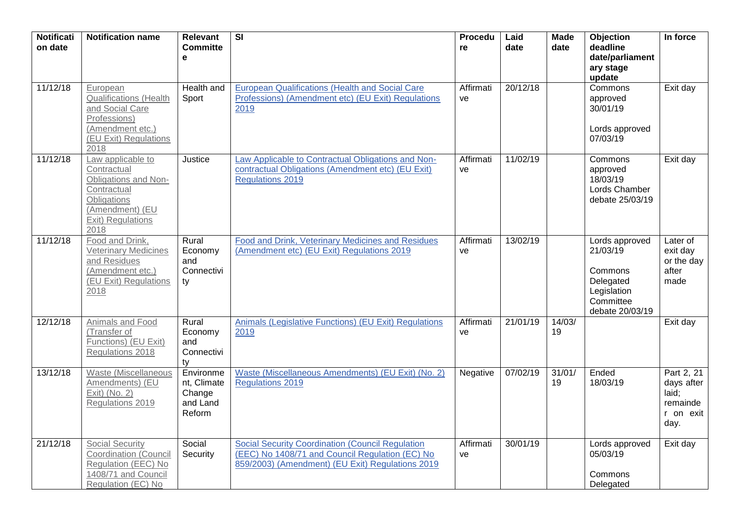| Notification date | Notification name | Relevant Committee | SI | Procedure | Laid date | Made date | Objection deadline date/parliamentary stage update | In force |
|---|---|---|---|---|---|---|---|---|
| 11/12/18 | European Qualifications (Health and Social Care Professions) (Amendment etc.) (EU Exit) Regulations 2018 | Health and Sport | European Qualifications (Health and Social Care Professions) (Amendment etc) (EU Exit) Regulations 2019 | Affirmative | 20/12/18 | | Commons approved 30/01/19<br><br>Lords approved 07/03/19 | Exit day |
| 11/12/18 | Law applicable to Contractual Obligations and Non-Contractual Obligations (Amendment) (EU Exit) Regulations 2018 | Justice | Law Applicable to Contractual Obligations and Non-contractual Obligations (Amendment etc) (EU Exit) Regulations 2019 | Affirmative | 11/02/19 | | Commons approved 18/03/19<br>Lords Chamber debate 25/03/19 | Exit day |
| 11/12/18 | Food and Drink, Veterinary Medicines and Residues (Amendment etc.) (EU Exit) Regulations 2018 | Rural Economy and Connectivity | Food and Drink, Veterinary Medicines and Residues (Amendment etc) (EU Exit) Regulations 2019 | Affirmative | 13/02/19 | | Lords approved 21/03/19<br><br>Commons Delegated Legislation Committee debate 20/03/19 | Later of exit day or the day after made |
| 12/12/18 | Animals and Food (Transfer of Functions) (EU Exit) Regulations 2018 | Rural Economy and Connectivity | Animals (Legislative Functions) (EU Exit) Regulations 2019 | Affirmative | 21/01/19 | 14/03/19 | | Exit day |
| 13/12/18 | Waste (Miscellaneous Amendments) (EU Exit) (No. 2) Regulations 2019 | Environment, Climate Change and Land Reform | Waste (Miscellaneous Amendments) (EU Exit) (No. 2) Regulations 2019 | Negative | 07/02/19 | 31/01/19 | Ended 18/03/19 | Part 2, 21 days after laid; remainder on exit day. |
| 21/12/18 | Social Security Coordination (Council Regulation (EEC) No 1408/71 and Council Regulation (EC) No | Social Security | Social Security Coordination (Council Regulation (EEC) No 1408/71 and Council Regulation (EC) No 859/2003) (Amendment) (EU Exit) Regulations 2019 | Affirmative | 30/01/19 | | Lords approved 05/03/19<br><br>Commons Delegated | Exit day |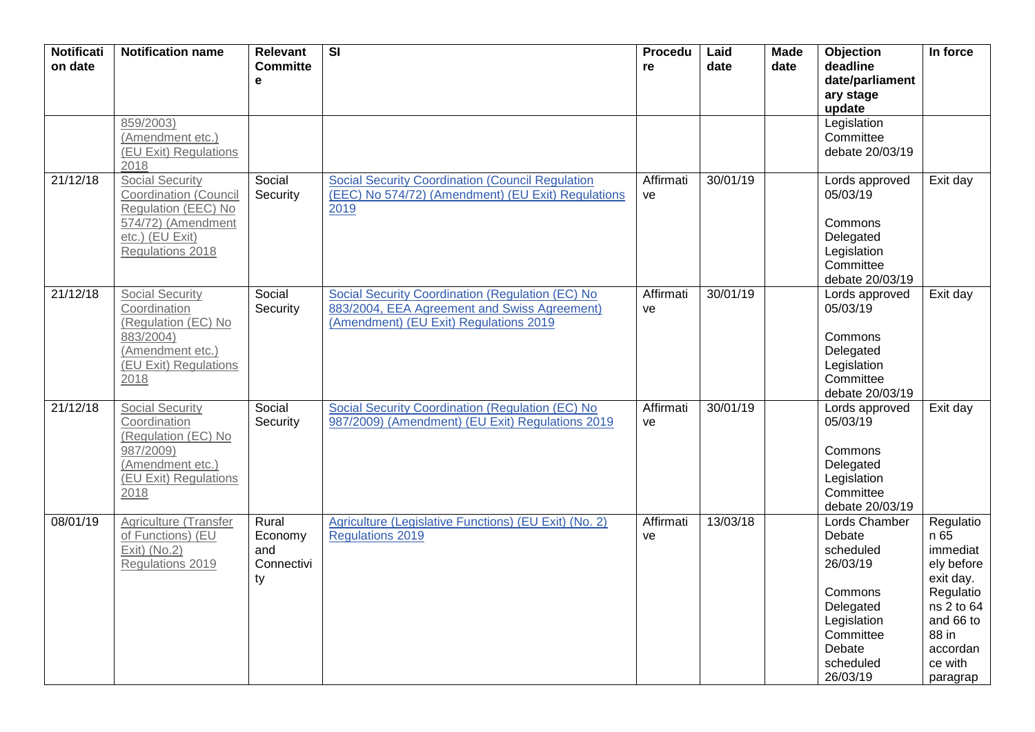| Notification date | Notification name | Relevant Committee | SI | Procedure | Laid date | Made date | Objection deadline date/parliamentary stage update | In force |
|---|---|---|---|---|---|---|---|---|
| | 859/2003) (Amendment etc.) (EU Exit) Regulations 2018 | | | | | | Legislation Committee debate 20/03/19 | |
| 21/12/18 | Social Security Coordination (Council Regulation (EEC) No 574/72) (Amendment etc.) (EU Exit) Regulations 2018 | Social Security | Social Security Coordination (Council Regulation (EEC) No 574/72) (Amendment) (EU Exit) Regulations 2019 | Affirmative | 30/01/19 | | Lords approved 05/03/19<br><br>Commons Delegated Legislation Committee debate 20/03/19 | Exit day |
| 21/12/18 | Social Security Coordination (Regulation (EC) No 883/2004) (Amendment etc.) (EU Exit) Regulations 2018 | Social Security | Social Security Coordination (Regulation (EC) No 883/2004, EEA Agreement and Swiss Agreement) (Amendment) (EU Exit) Regulations 2019 | Affirmative | 30/01/19 | | Lords approved 05/03/19<br><br>Commons Delegated Legislation Committee debate 20/03/19 | Exit day |
| 21/12/18 | Social Security Coordination (Regulation (EC) No 987/2009) (Amendment etc.) (EU Exit) Regulations 2018 | Social Security | Social Security Coordination (Regulation (EC) No 987/2009) (Amendment) (EU Exit) Regulations 2019 | Affirmative | 30/01/19 | | Lords approved 05/03/19<br><br>Commons Delegated Legislation Committee debate 20/03/19 | Exit day |
| 08/01/19 | Agriculture (Transfer of Functions) (EU Exit) (No.2) Regulations 2019 | Rural Economy and Connectivity | Agriculture (Legislative Functions) (EU Exit) (No. 2) Regulations 2019 | Affirmative | 13/03/18 | | Lords Chamber Debate scheduled 26/03/19<br><br>Commons Delegated Legislation Committee Debate scheduled 26/03/19 | Regulation 65 immediately before exit day. Regulations 2 to 64 and 66 to 88 in accordance with paragrap |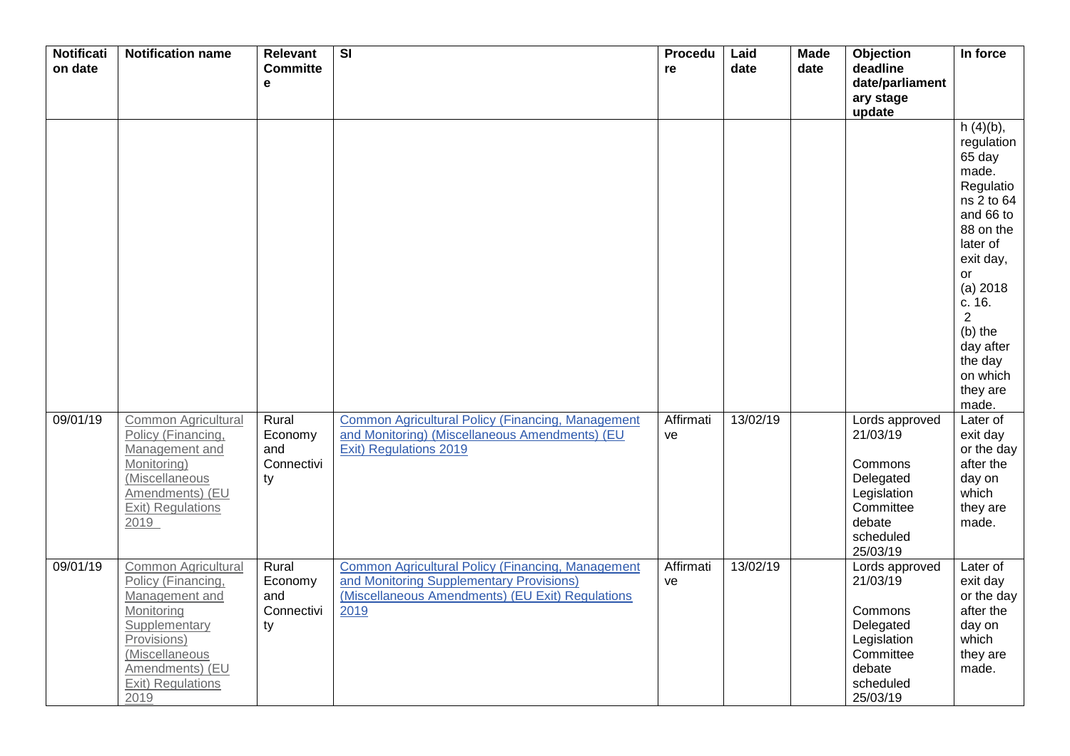| Notification date | Notification name | Relevant Committee | SI | Procedure | Laid date | Made date | Objection deadline date/parliamentary stage update | In force |
|---|---|---|---|---|---|---|---|---|
| | | | | | | | | h (4)(b), regulation 65 day made. Regulations 2 to 64 and 66 to 88 on the later of exit day, or (a) 2018 c. 16. 2 (b) the day after the day on which they are made. |
| 09/01/19 | Common Agricultural Policy (Financing, Management and Monitoring) (Miscellaneous Amendments) (EU Exit) Regulations 2019 | Rural Economy and Connectivity | Common Agricultural Policy (Financing, Management and Monitoring) (Miscellaneous Amendments) (EU Exit) Regulations 2019 | Affirmative | 13/02/19 | | Lords approved 21/03/19<br><br>Commons Delegated Legislation Committee debate scheduled 25/03/19 | Later of exit day or the day after the day on which they are made. |
| 09/01/19 | Common Agricultural Policy (Financing, Management and Monitoring Supplementary Provisions) (Miscellaneous Amendments) (EU Exit) Regulations 2019 | Rural Economy and Connectivity | Common Agricultural Policy (Financing, Management and Monitoring Supplementary Provisions) (Miscellaneous Amendments) (EU Exit) Regulations 2019 | Affirmative | 13/02/19 | | Lords approved 21/03/19<br><br>Commons Delegated Legislation Committee debate scheduled 25/03/19 | Later of exit day or the day after the day on which they are made. |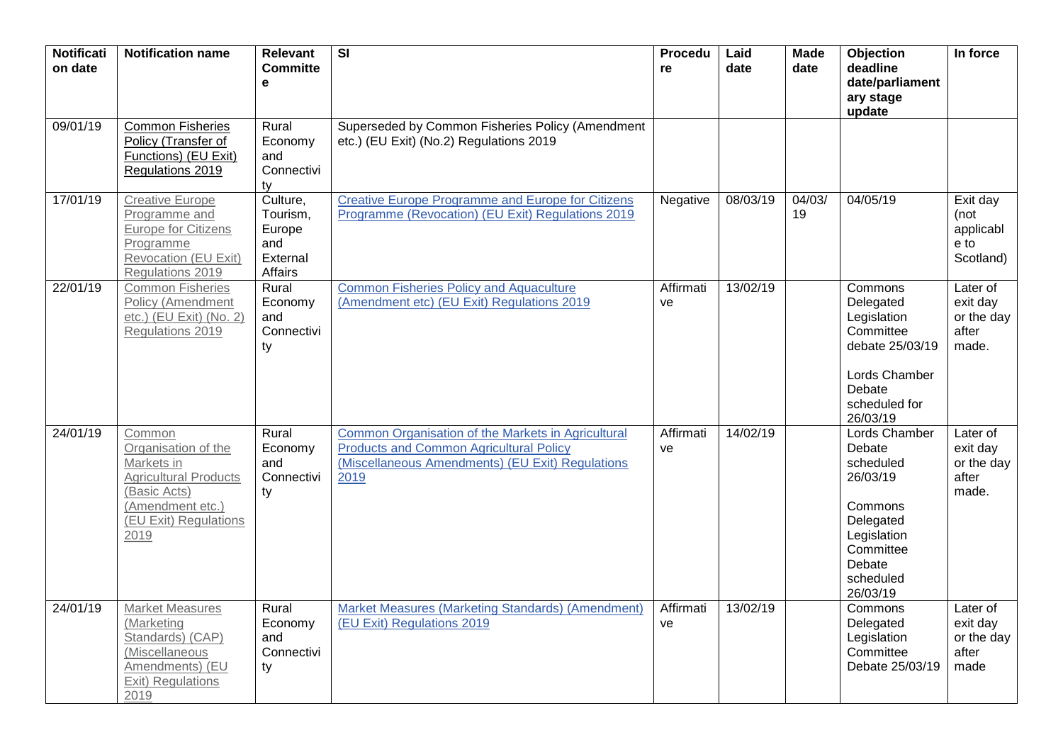| Notification date | Notification name | Relevant Committee | SI | Procedure | Laid date | Made date | Objection deadline date/parliamentary stage update | In force |
|---|---|---|---|---|---|---|---|---|
| 09/01/19 | Common Fisheries Policy (Transfer of Functions) (EU Exit) Regulations 2019 | Rural Economy and Connectivity | Superseded by Common Fisheries Policy (Amendment etc.) (EU Exit) (No.2) Regulations 2019 | | | | | |
| 17/01/19 | Creative Europe Programme and Europe for Citizens Programme Revocation (EU Exit) Regulations 2019 | Culture, Tourism, Europe and External Affairs | Creative Europe Programme and Europe for Citizens Programme (Revocation) (EU Exit) Regulations 2019 | Negative | 08/03/19 | 04/03/19 | 04/05/19 | Exit day (not applicable to Scotland) |
| 22/01/19 | Common Fisheries Policy (Amendment etc.) (EU Exit) (No. 2) Regulations 2019 | Rural Economy and Connectivity | Common Fisheries Policy and Aquaculture (Amendment etc) (EU Exit) Regulations 2019 | Affirmative | 13/02/19 | | Commons Delegated Legislation Committee debate 25/03/19<br><br>Lords Chamber Debate scheduled for 26/03/19 | Later of exit day or the day after made. |
| 24/01/19 | Common Organisation of the Markets in Agricultural Products (Basic Acts) (Amendment etc.) (EU Exit) Regulations 2019 | Rural Economy and Connectivity | Common Organisation of the Markets in Agricultural Products and Common Agricultural Policy (Miscellaneous Amendments) (EU Exit) Regulations 2019 | Affirmative | 14/02/19 | | Lords Chamber Debate scheduled 26/03/19<br><br>Commons Delegated Legislation Committee Debate scheduled 26/03/19 | Later of exit day or the day after made. |
| 24/01/19 | Market Measures (Marketing Standards) (CAP) (Miscellaneous Amendments) (EU Exit) Regulations 2019 | Rural Economy and Connectivity | Market Measures (Marketing Standards) (Amendment) (EU Exit) Regulations 2019 | Affirmative | 13/02/19 | | Commons Delegated Legislation Committee Debate 25/03/19 | Later of exit day or the day after made |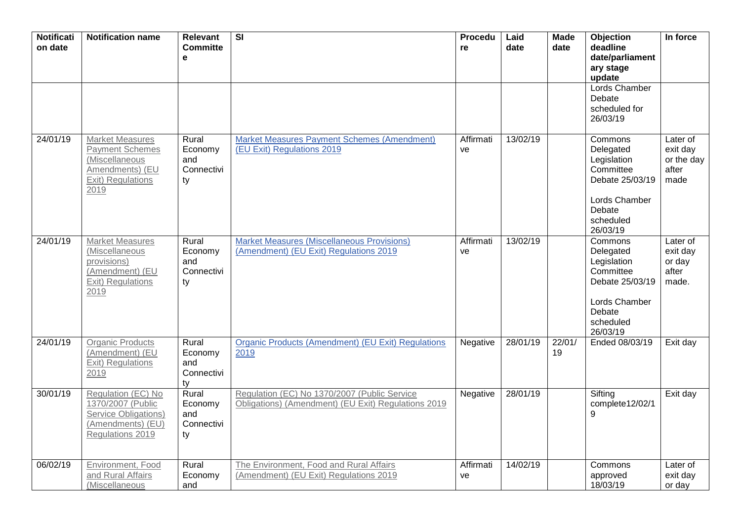| Notification date | Notification name | Relevant Committee | SI | Procedure | Laid date | Made date | Objection deadline date/parliamentary stage update | In force |
|---|---|---|---|---|---|---|---|---|
| | | | | | | | Lords Chamber Debate scheduled for 26/03/19 | |
| 24/01/19 | Market Measures Payment Schemes (Miscellaneous Amendments) (EU Exit) Regulations 2019 | Rural Economy and Connectivity | Market Measures Payment Schemes (Amendment) (EU Exit) Regulations 2019 | Affirmative | 13/02/19 | | Commons Delegated Legislation Committee Debate 25/03/19<br><br>Lords Chamber Debate scheduled 26/03/19 | Later of exit day or the day after made |
| 24/01/19 | Market Measures (Miscellaneous provisions) (Amendment) (EU Exit) Regulations 2019 | Rural Economy and Connectivity | Market Measures (Miscellaneous Provisions) (Amendment) (EU Exit) Regulations 2019 | Affirmative | 13/02/19 | | Commons Delegated Legislation Committee Debate 25/03/19<br><br>Lords Chamber Debate scheduled 26/03/19 | Later of exit day or day after made. |
| 24/01/19 | Organic Products (Amendment) (EU Exit) Regulations 2019 | Rural Economy and Connectivity | Organic Products (Amendment) (EU Exit) Regulations 2019 | Negative | 28/01/19 | 22/01/19 | Ended 08/03/19 | Exit day |
| 30/01/19 | Regulation (EC) No 1370/2007 (Public Service Obligations) (Amendments) (EU) Regulations 2019 | Rural Economy and Connectivity | Regulation (EC) No 1370/2007 (Public Service Obligations) (Amendment) (EU Exit) Regulations 2019 | Negative | 28/01/19 | | Sifting complete12/02/19 | Exit day |
| 06/02/19 | Environment, Food and Rural Affairs (Miscellaneous | Rural Economy and | The Environment, Food and Rural Affairs (Amendment) (EU Exit) Regulations 2019 | Affirmative | 14/02/19 | | Commons approved 18/03/19 | Later of exit day or day |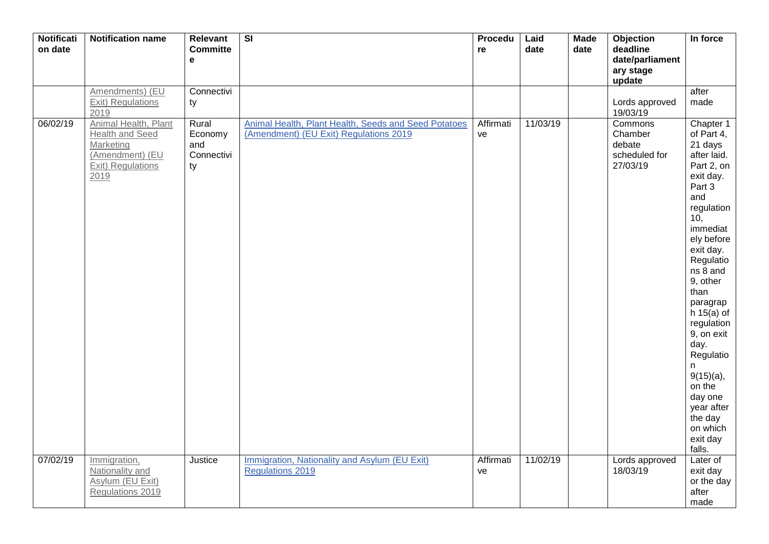| Notification date | Notification name | Relevant Committee | SI | Procedure | Laid date | Made date | Objection deadline date/parliamentary stage update | In force |
|---|---|---|---|---|---|---|---|---|
| | Amendments) (EU Exit) Regulations 2019 | Connectivity | | | | | Lords approved 19/03/19 | after made |
| 06/02/19 | Animal Health, Plant Health and Seed Marketing (Amendment) (EU Exit) Regulations 2019 | Rural Economy and Connectivity | Animal Health, Plant Health, Seeds and Seed Potatoes (Amendment) (EU Exit) Regulations 2019 | Affirmative | 11/03/19 | | Commons Chamber debate scheduled for 27/03/19 | Chapter 1 of Part 4, 21 days after laid. Part 2, on exit day. Part 3 and regulation 10, immediately before exit day. Regulations 8 and 9, other than paragraph 15(a) of regulation 9, on exit day. Regulation 9(15)(a), on the day one year after the day on which exit day falls. |
| 07/02/19 | Immigration, Nationality and Asylum (EU Exit) Regulations 2019 | Justice | Immigration, Nationality and Asylum (EU Exit) Regulations 2019 | Affirmative | 11/02/19 | | Lords approved 18/03/19 | Later of exit day or the day after made |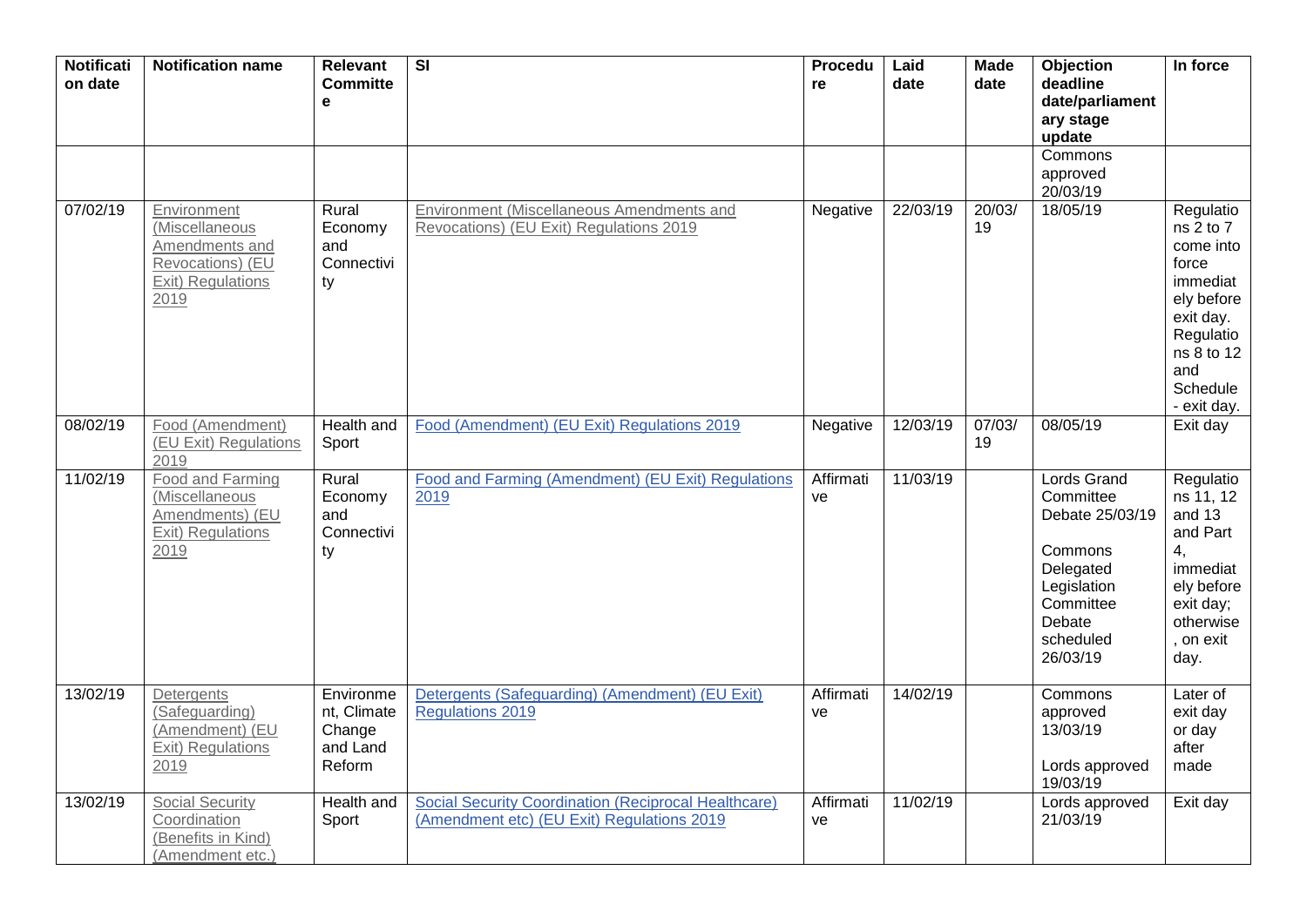| Notification date | Notification name | Relevant Committee | SI | Procedure | Laid date | Made date | Objection deadline date/parliamentary stage update | In force |
|---|---|---|---|---|---|---|---|---|
| | | | | | | | Commons approved 20/03/19 | |
| 07/02/19 | Environment (Miscellaneous Amendments and Revocations) (EU Exit) Regulations 2019 | Rural Economy and Connectivity | Environment (Miscellaneous Amendments and Revocations) (EU Exit) Regulations 2019 | Negative | 22/03/19 | 20/03/19 | 18/05/19 | Regulations 2 to 7 come into force immediately before exit day. Regulations 8 to 12 and Schedule - exit day. |
| 08/02/19 | Food (Amendment) (EU Exit) Regulations 2019 | Health and Sport | Food (Amendment) (EU Exit) Regulations 2019 | Negative | 12/03/19 | 07/03/19 | 08/05/19 | Exit day |
| 11/02/19 | Food and Farming (Miscellaneous Amendments) (EU Exit) Regulations 2019 | Rural Economy and Connectivity | Food and Farming (Amendment) (EU Exit) Regulations 2019 | Affirmative | 11/03/19 | | Lords Grand Committee Debate 25/03/19<br><br>Commons Delegated Legislation Committee Debate scheduled 26/03/19 | Regulations 11, 12 and 13 and Part 4, immediately before exit day; otherwise, on exit day. |
| 13/02/19 | Detergents (Safeguarding) (Amendment) (EU Exit) Regulations 2019 | Environment, Climate Change and Land Reform | Detergents (Safeguarding) (Amendment) (EU Exit) Regulations 2019 | Affirmative | 14/02/19 | | Commons approved 13/03/19<br><br>Lords approved 19/03/19 | Later of exit day or day after made |
| 13/02/19 | Social Security Coordination (Benefits in Kind) (Amendment etc.) | Health and Sport | Social Security Coordination (Reciprocal Healthcare) (Amendment etc) (EU Exit) Regulations 2019 | Affirmative | 11/02/19 | | Lords approved 21/03/19 | Exit day |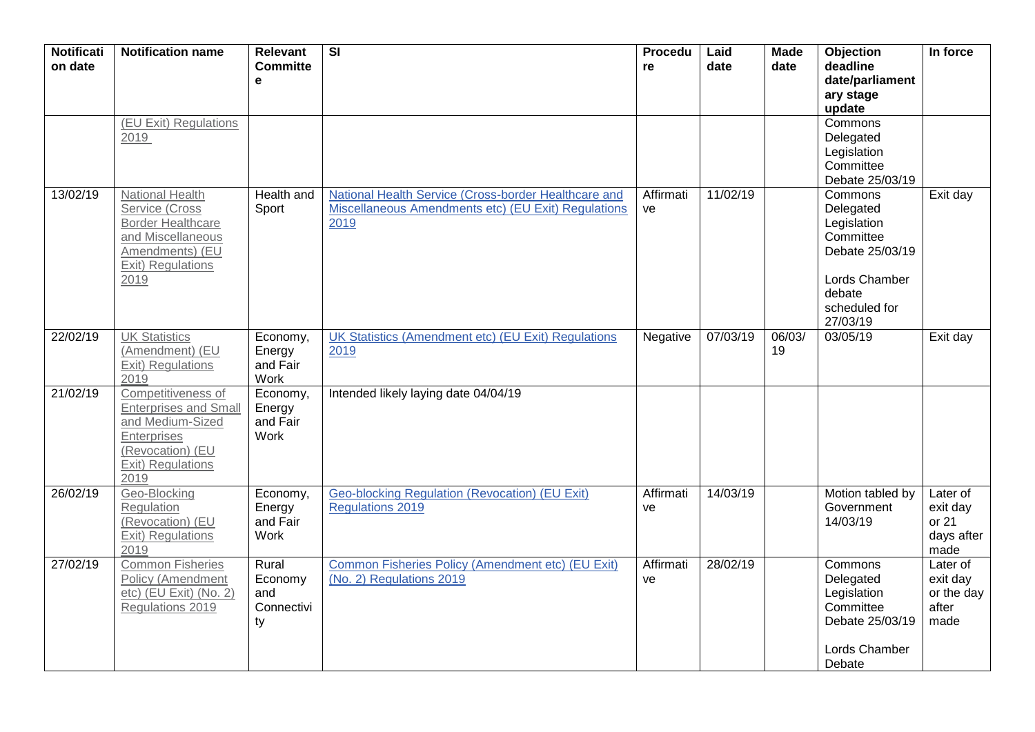| Notification date | Notification name | Relevant Committee | SI | Procedure | Laid date | Made date | Objection deadline date/parliamentary stage update | In force |
|---|---|---|---|---|---|---|---|---|
| | (EU Exit) Regulations 2019 | | | | | | Commons Delegated Legislation Committee Debate 25/03/19 | |
| 13/02/19 | National Health Service (Cross Border Healthcare and Miscellaneous Amendments) (EU Exit) Regulations 2019 | Health and Sport | National Health Service (Cross-border Healthcare and Miscellaneous Amendments etc) (EU Exit) Regulations 2019 | Affirmative | 11/02/19 | | Commons Delegated Legislation Committee Debate 25/03/19<br><br>Lords Chamber debate scheduled for 27/03/19 | Exit day |
| 22/02/19 | UK Statistics (Amendment) (EU Exit) Regulations 2019 | Economy, Energy and Fair Work | UK Statistics (Amendment etc) (EU Exit) Regulations 2019 | Negative | 07/03/19 | 06/03/19 | 03/05/19 | Exit day |
| 21/02/19 | Competitiveness of Enterprises and Small and Medium-Sized Enterprises (Revocation) (EU Exit) Regulations 2019 | Economy, Energy and Fair Work | Intended likely laying date 04/04/19 | | | | | |
| 26/02/19 | Geo-Blocking Regulation (Revocation) (EU Exit) Regulations 2019 | Economy, Energy and Fair Work | Geo-blocking Regulation (Revocation) (EU Exit) Regulations 2019 | Affirmative | 14/03/19 | | Motion tabled by Government 14/03/19 | Later of exit day or 21 days after made |
| 27/02/19 | Common Fisheries Policy (Amendment etc) (EU Exit) (No. 2) Regulations 2019 | Rural Economy and Connectivity | Common Fisheries Policy (Amendment etc) (EU Exit) (No. 2) Regulations 2019 | Affirmative | 28/02/19 | | Commons Delegated Legislation Committee Debate 25/03/19<br><br>Lords Chamber Debate | Later of exit day or the day after made |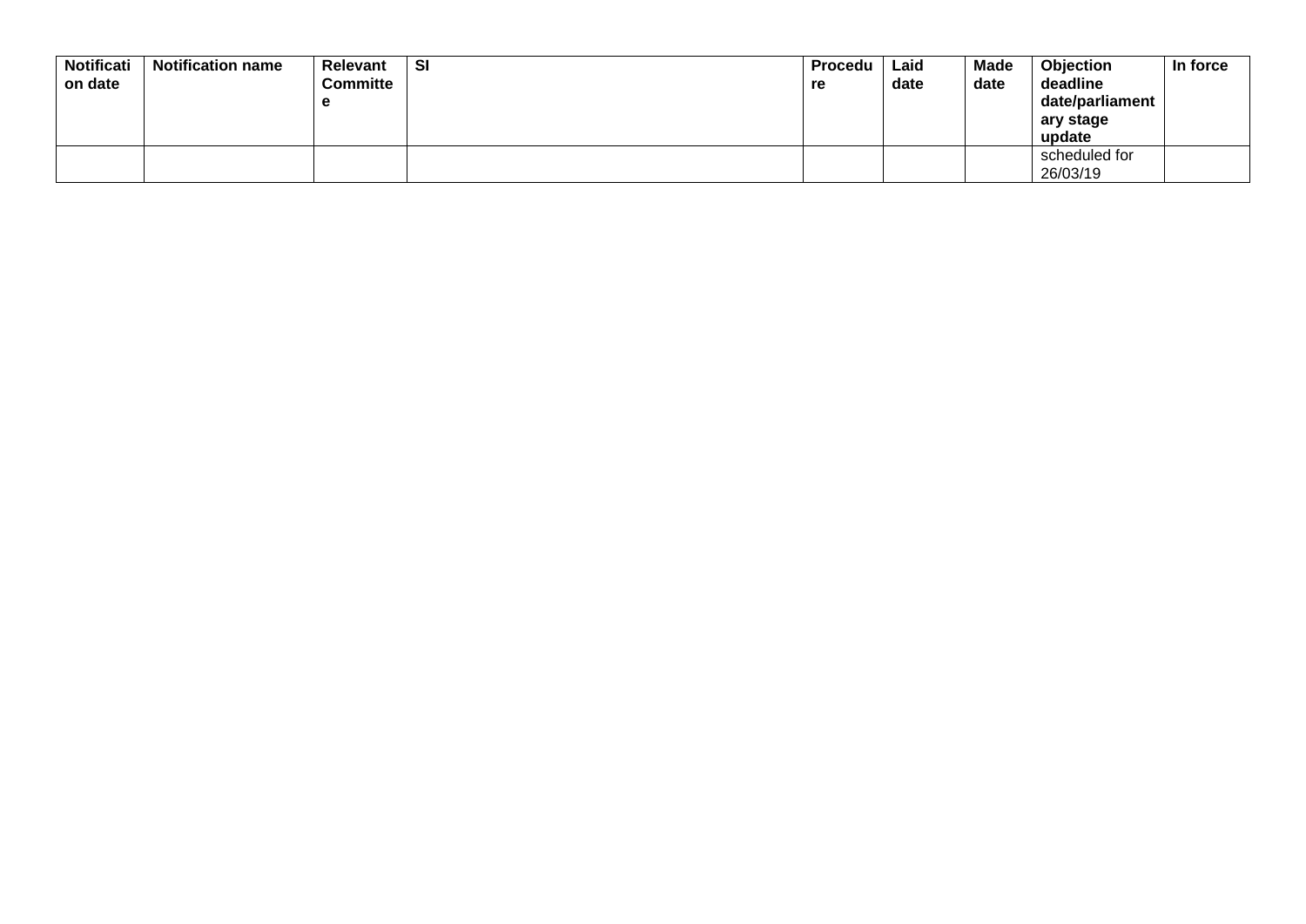| Notification date | Notification name | Relevant Committee | SI | Procedure | Laid date | Made date | Objection deadline date/parliamentary stage update | In force |
|---|---|---|---|---|---|---|---|---|
| | | | | | | | scheduled for 26/03/19 | |